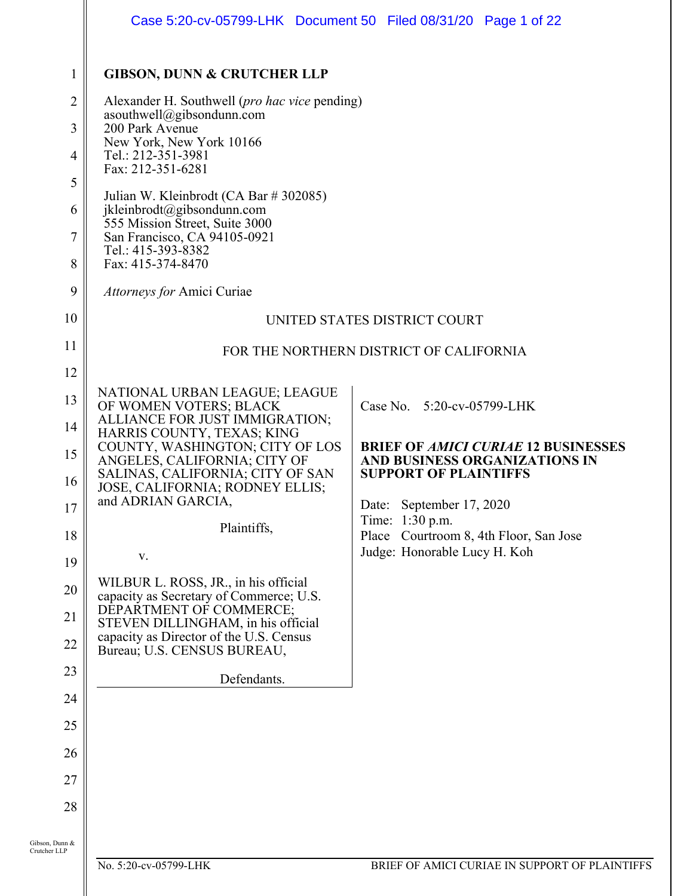**GIBSON, DUNN & CRUTCHER LLP**

Alexander H. Southwell (*pro hac vice* pending)
asouthwell@gibsondunn.com
200 Park Avenue
New York, New York 10166
Tel.: 212-351-3981
Fax: 212-351-6281

Julian W. Kleinbrodt (CA Bar # 302085)
jkleinbrodt@gibsondunn.com
555 Mission Street, Suite 3000
San Francisco, CA 94105-0921
Tel.: 415-393-8382
Fax: 415-374-8470

*Attorneys for* Amici Curiae

UNITED STATES DISTRICT COURT

FOR THE NORTHERN DISTRICT OF CALIFORNIA

NATIONAL URBAN LEAGUE; LEAGUE OF WOMEN VOTERS; BLACK ALLIANCE FOR JUST IMMIGRATION; HARRIS COUNTY, TEXAS; KING COUNTY, WASHINGTON; CITY OF LOS ANGELES, CALIFORNIA; CITY OF SALINAS, CALIFORNIA; CITY OF SAN JOSE, CALIFORNIA; RODNEY ELLIS; and ADRIAN GARCIA,

Plaintiffs,

v.

WILBUR L. ROSS, JR., in his official capacity as Secretary of Commerce; U.S. DEPARTMENT OF COMMERCE; STEVEN DILLINGHAM, in his official capacity as Director of the U.S. Census Bureau; U.S. CENSUS BUREAU,

Defendants.

Case No. 5:20-cv-05799-LHK

**BRIEF OF *AMICI CURIAE* 12 BUSINESSES AND BUSINESS ORGANIZATIONS IN SUPPORT OF PLAINTIFFS**

Date: September 17, 2020
Time: 1:30 p.m.
Place Courtroom 8, 4th Floor, San Jose
Judge: Honorable Lucy H. Koh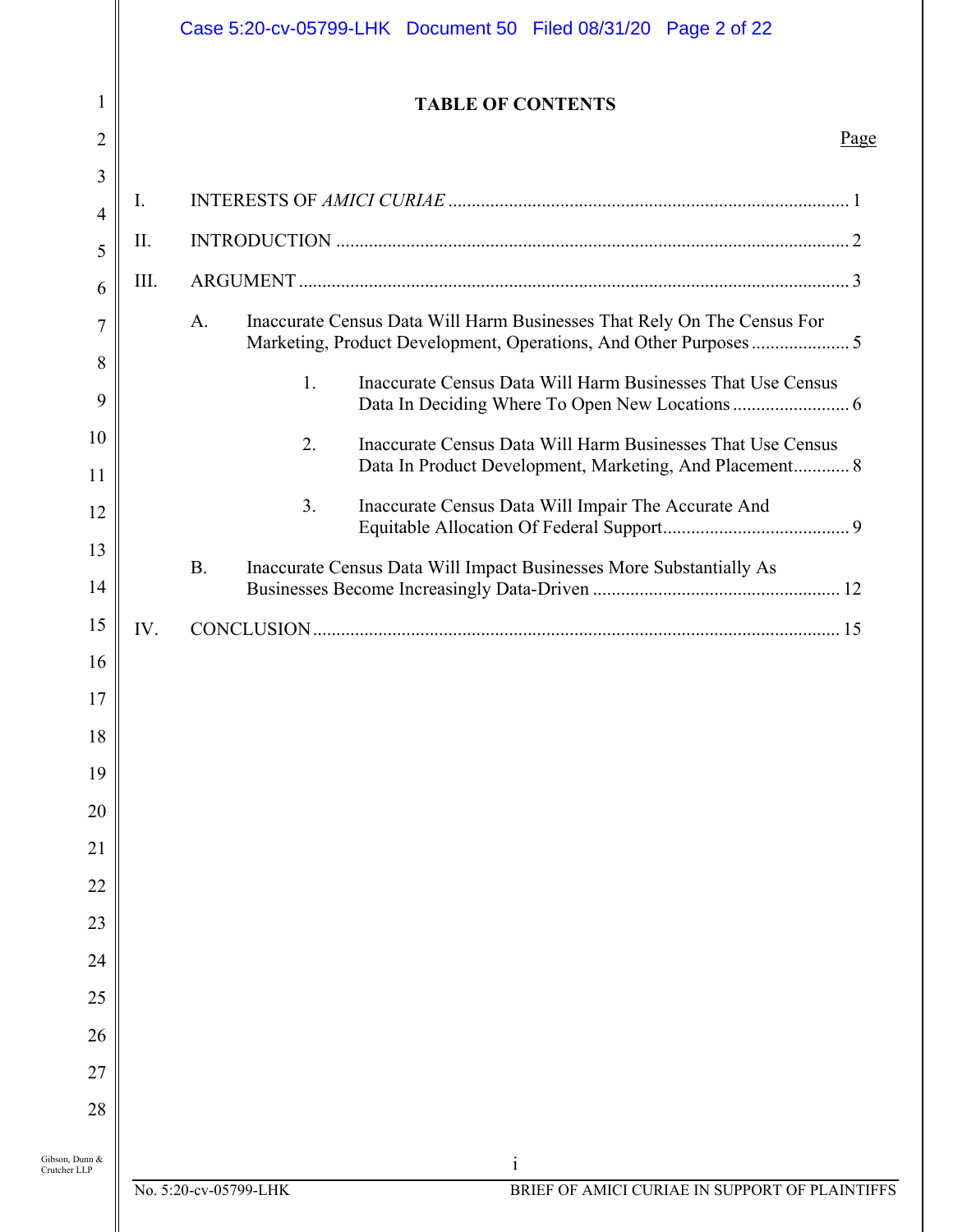# TABLE OF CONTENTS

Page

I. INTERESTS OF *AMICI CURIAE* ..... 1

II. INTRODUCTION ..... 2

III. ARGUMENT ..... 3

- A. Inaccurate Census Data Will Harm Businesses That Rely On The Census For Marketing, Product Development, Operations, And Other Purposes ..... 5
  - 1. Inaccurate Census Data Will Harm Businesses That Use Census Data In Deciding Where To Open New Locations ..... 6
  - 2. Inaccurate Census Data Will Harm Businesses That Use Census Data In Product Development, Marketing, And Placement ..... 8
  - 3. Inaccurate Census Data Will Impair The Accurate And Equitable Allocation Of Federal Support ..... 9
- B. Inaccurate Census Data Will Impact Businesses More Substantially As Businesses Become Increasingly Data-Driven ..... 12

IV. CONCLUSION ..... 15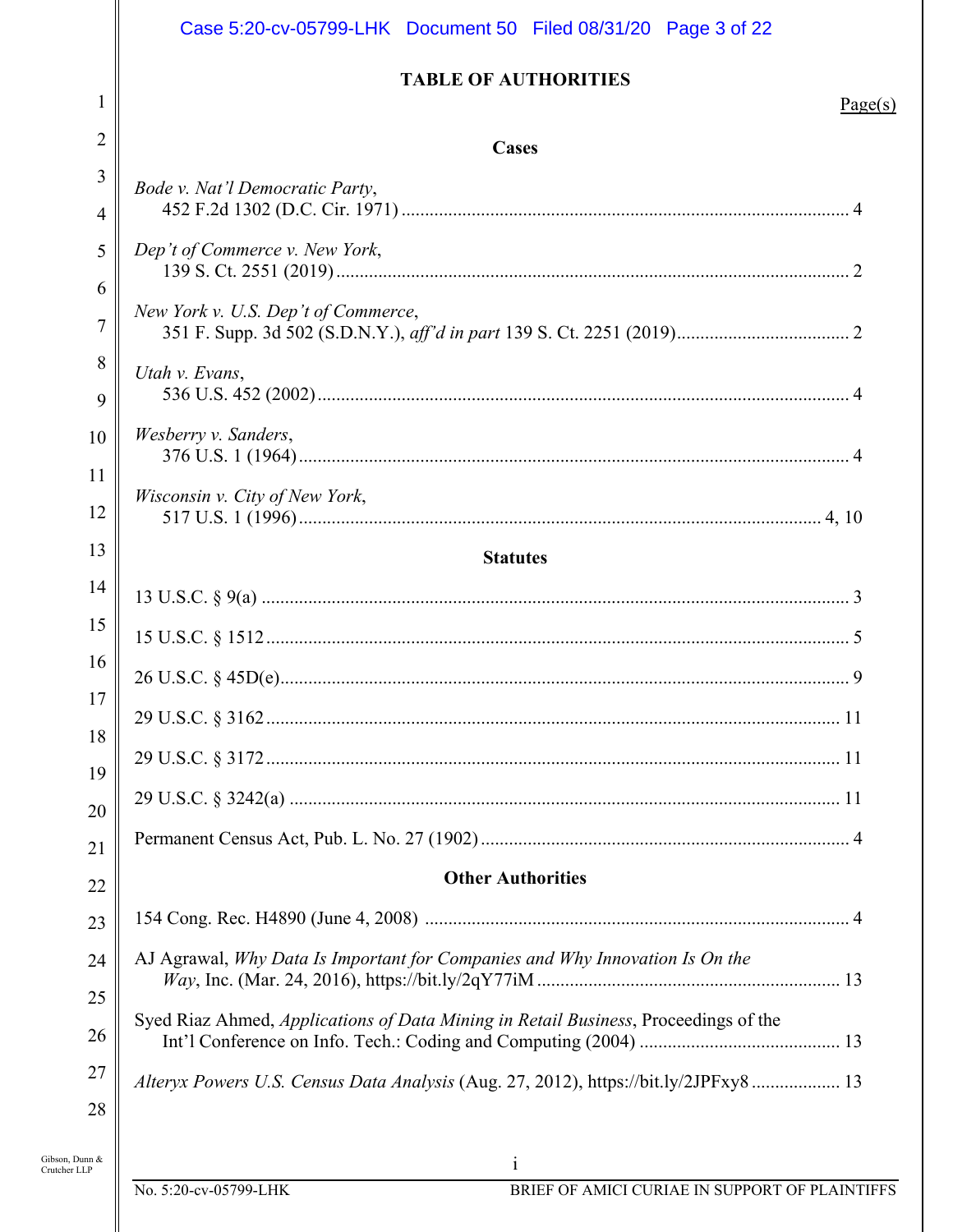# TABLE OF AUTHORITIES

Page(s)

## Cases

*Bode v. Nat'l Democratic Party*,
452 F.2d 1302 (D.C. Cir. 1971) ........................................................................................ 4

*Dep't of Commerce v. New York*,
139 S. Ct. 2551 (2019) ........................................................................................ 2

*New York v. U.S. Dep't of Commerce*,
351 F. Supp. 3d 502 (S.D.N.Y.), *aff'd in part* 139 S. Ct. 2251 (2019) ........................................ 2

*Utah v. Evans*,
536 U.S. 452 (2002) ........................................................................................ 4

*Wesberry v. Sanders*,
376 U.S. 1 (1964) ........................................................................................ 4

*Wisconsin v. City of New York*,
517 U.S. 1 (1996) ........................................................................................ 4, 10

## Statutes

13 U.S.C. § 9(a) ........................................................................................ 3

15 U.S.C. § 1512 ........................................................................................ 5

26 U.S.C. § 45D(e) ........................................................................................ 9

29 U.S.C. § 3162 ........................................................................................ 11

29 U.S.C. § 3172 ........................................................................................ 11

29 U.S.C. § 3242(a) ........................................................................................ 11

Permanent Census Act, Pub. L. No. 27 (1902) ........................................................................................ 4

## Other Authorities

154 Cong. Rec. H4890 (June 4, 2008) ........................................................................................ 4

AJ Agrawal, *Why Data Is Important for Companies and Why Innovation Is On the Way*, Inc. (Mar. 24, 2016), https://bit.ly/2qY77iM ........................................................................................ 13

Syed Riaz Ahmed, *Applications of Data Mining in Retail Business*, Proceedings of the Int'l Conference on Info. Tech.: Coding and Computing (2004) ........................................ 13

*Alteryx Powers U.S. Census Data Analysis* (Aug. 27, 2012), https://bit.ly/2JPFxy8 ........................ 13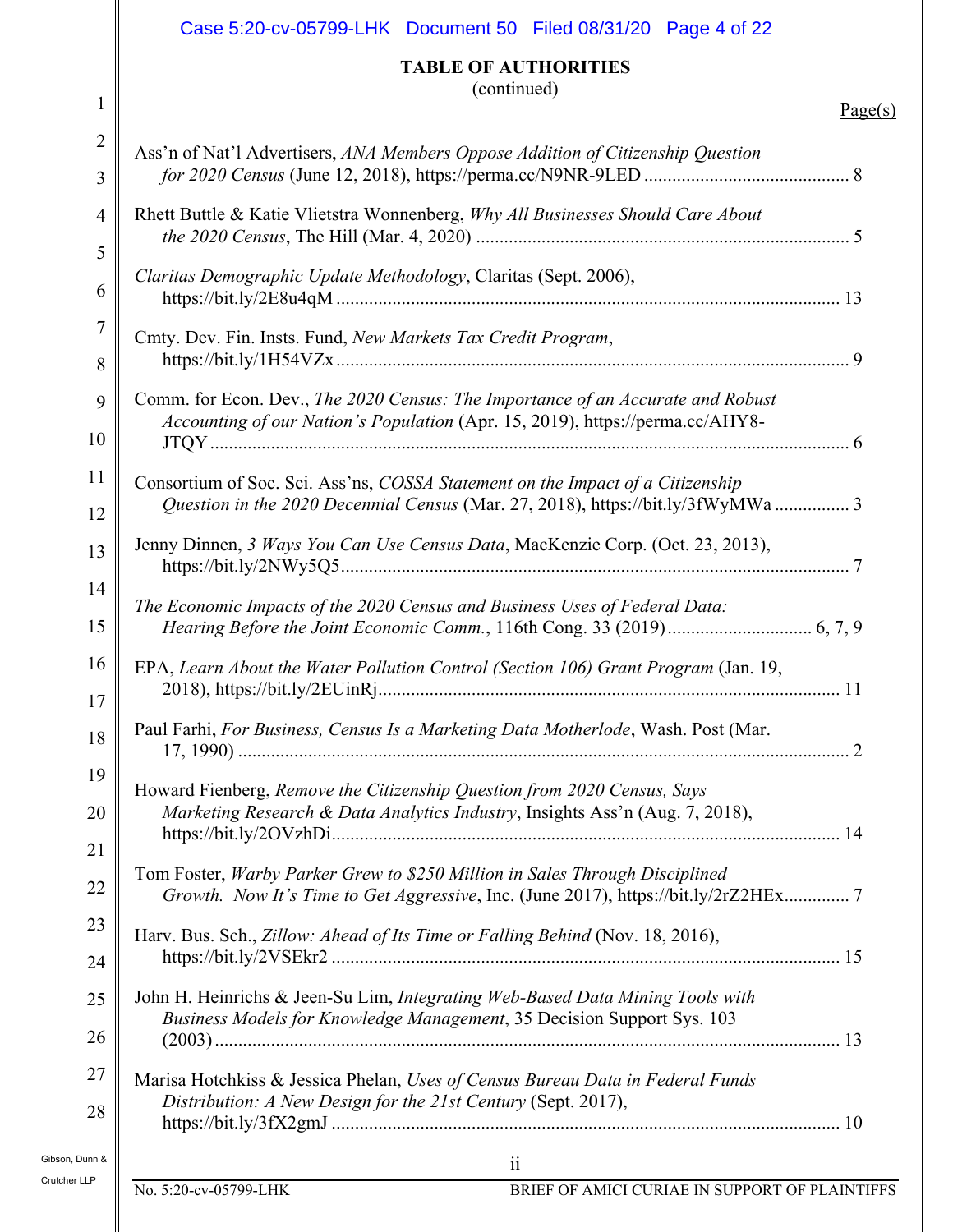**TABLE OF AUTHORITIES**
(continued)

Page(s)

Ass'n of Nat'l Advertisers, *ANA Members Oppose Addition of Citizenship Question for 2020 Census* (June 12, 2018), https://perma.cc/N9NR-9LED ............................................ 8

Rhett Buttle & Katie Vlietstra Wonnenberg, *Why All Businesses Should Care About the 2020 Census*, The Hill (Mar. 4, 2020) ................................................................................ 5

*Claritas Demographic Update Methodology*, Claritas (Sept. 2006), https://bit.ly/2E8u4qM ........................................................................................................... 13

Cmty. Dev. Fin. Insts. Fund, *New Markets Tax Credit Program*, https://bit.ly/1H54VZx ............................................................................................................. 9

Comm. for Econ. Dev., *The 2020 Census: The Importance of an Accurate and Robust Accounting of our Nation's Population* (Apr. 15, 2019), https://perma.cc/AHY8-JTQY ........................................................................................................................ 6

Consortium of Soc. Sci. Ass'ns, *COSSA Statement on the Impact of a Citizenship Question in the 2020 Decennial Census* (Mar. 27, 2018), https://bit.ly/3fWyMWa ................ 3

Jenny Dinnen, *3 Ways You Can Use Census Data*, MacKenzie Corp. (Oct. 23, 2013), https://bit.ly/2NWy5Q5 ............................................................................................................ 7

*The Economic Impacts of the 2020 Census and Business Uses of Federal Data: Hearing Before the Joint Economic Comm.*, 116th Cong. 33 (2019) ............................... 6, 7, 9

EPA, *Learn About the Water Pollution Control (Section 106) Grant Program* (Jan. 19, 2018), https://bit.ly/2EUinRj .................................................................................................. 11

Paul Farhi, *For Business, Census Is a Marketing Data Motherlode*, Wash. Post (Mar. 17, 1990) .................................................................................................................................. 2

Howard Fienberg, *Remove the Citizenship Question from 2020 Census, Says Marketing Research & Data Analytics Industry*, Insights Ass'n (Aug. 7, 2018), https://bit.ly/2OVzhDi ............................................................................................................ 14

Tom Foster, *Warby Parker Grew to $250 Million in Sales Through Disciplined Growth. Now It's Time to Get Aggressive*, Inc. (June 2017), https://bit.ly/2rZ2HEx.............. 7

Harv. Bus. Sch., *Zillow: Ahead of Its Time or Falling Behind* (Nov. 18, 2016), https://bit.ly/2VSEkr2 ............................................................................................................ 15

John H. Heinrichs & Jeen-Su Lim, *Integrating Web-Based Data Mining Tools with Business Models for Knowledge Management*, 35 Decision Support Sys. 103 (2003) ..................................................................................................................................... 13

Marisa Hotchkiss & Jessica Phelan, *Uses of Census Bureau Data in Federal Funds Distribution: A New Design for the 21st Century* (Sept. 2017), https://bit.ly/3fX2gmJ ............................................................................................................ 10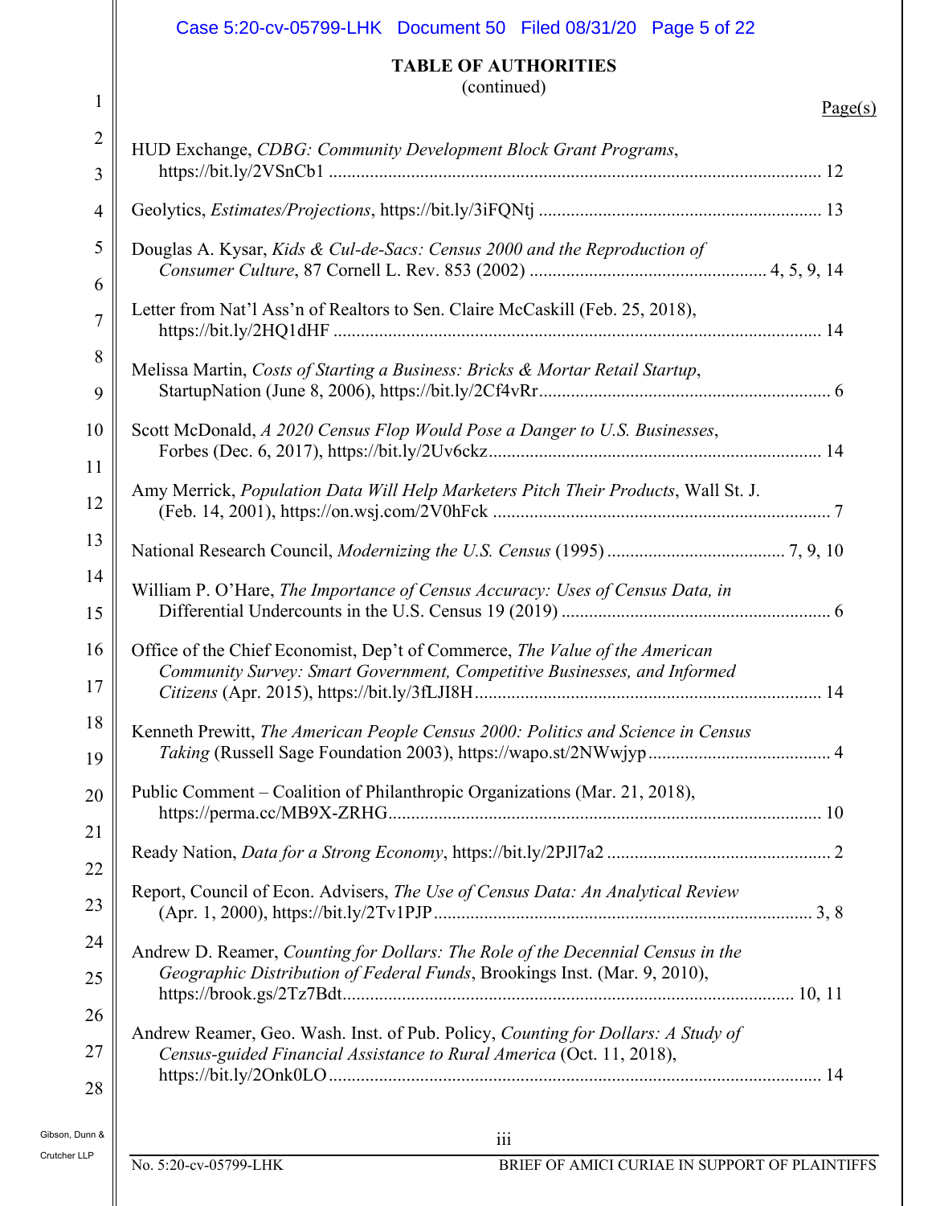## TABLE OF AUTHORITIES
(continued)

Page(s)

HUD Exchange, *CDBG: Community Development Block Grant Programs*, https://bit.ly/2VSnCb1 .......... 12

Geolytics, *Estimates/Projections*, https://bit.ly/3iFQNtj .......... 13

Douglas A. Kysar, *Kids & Cul-de-Sacs: Census 2000 and the Reproduction of Consumer Culture*, 87 Cornell L. Rev. 853 (2002) .......... 4, 5, 9, 14

Letter from Nat'l Ass'n of Realtors to Sen. Claire McCaskill (Feb. 25, 2018), https://bit.ly/2HQ1dHF .......... 14

Melissa Martin, *Costs of Starting a Business: Bricks & Mortar Retail Startup*, StartupNation (June 8, 2006), https://bit.ly/2Cf4vRr .......... 6

Scott McDonald, *A 2020 Census Flop Would Pose a Danger to U.S. Businesses*, Forbes (Dec. 6, 2017), https://bit.ly/2Uv6ckz .......... 14

Amy Merrick, *Population Data Will Help Marketers Pitch Their Products*, Wall St. J. (Feb. 14, 2001), https://on.wsj.com/2V0hFck .......... 7

National Research Council, *Modernizing the U.S. Census* (1995) .......... 7, 9, 10

William P. O'Hare, *The Importance of Census Accuracy: Uses of Census Data, in* Differential Undercounts in the U.S. Census 19 (2019) .......... 6

Office of the Chief Economist, Dep't of Commerce, *The Value of the American Community Survey: Smart Government, Competitive Businesses, and Informed Citizens* (Apr. 2015), https://bit.ly/3fLJI8H .......... 14

Kenneth Prewitt, *The American People Census 2000: Politics and Science in Census Taking* (Russell Sage Foundation 2003), https://wapo.st/2NWwjyp .......... 4

Public Comment – Coalition of Philanthropic Organizations (Mar. 21, 2018), https://perma.cc/MB9X-ZRHG .......... 10

Ready Nation, *Data for a Strong Economy*, https://bit.ly/2PJl7a2 .......... 2

Report, Council of Econ. Advisers, *The Use of Census Data: An Analytical Review* (Apr. 1, 2000), https://bit.ly/2Tv1PJP .......... 3, 8

Andrew D. Reamer, *Counting for Dollars: The Role of the Decennial Census in the Geographic Distribution of Federal Funds*, Brookings Inst. (Mar. 9, 2010), https://brook.gs/2Tz7Bdt .......... 10, 11

Andrew Reamer, Geo. Wash. Inst. of Pub. Policy, *Counting for Dollars: A Study of Census-guided Financial Assistance to Rural America* (Oct. 11, 2018), https://bit.ly/2Onk0LO .......... 14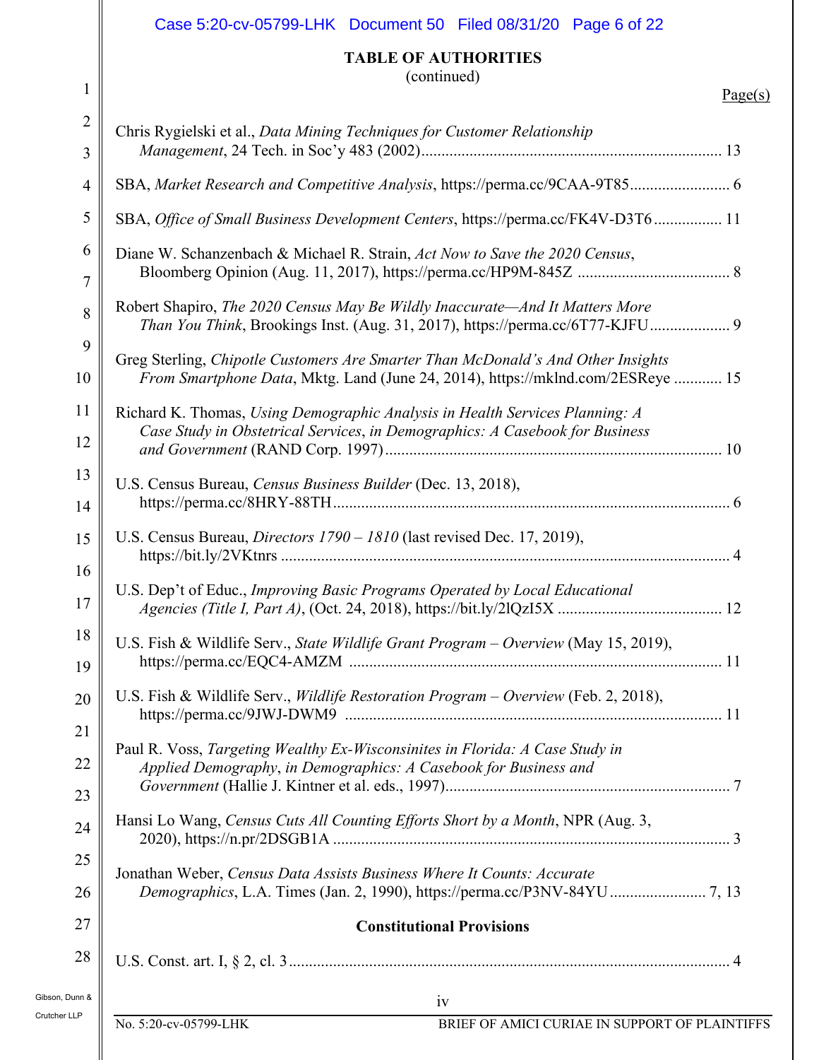## TABLE OF AUTHORITIES
(continued)

Page(s)

Chris Rygielski et al., *Data Mining Techniques for Customer Relationship Management*, 24 Tech. in Soc'y 483 (2002)........................................................................... 13

SBA, *Market Research and Competitive Analysis*, https://perma.cc/9CAA-9T85......................... 6

SBA, *Office of Small Business Development Centers*, https://perma.cc/FK4V-D3T6 ................. 11

Diane W. Schanzenbach & Michael R. Strain, *Act Now to Save the 2020 Census*, Bloomberg Opinion (Aug. 11, 2017), https://perma.cc/HP9M-845Z ...................................... 8

Robert Shapiro, *The 2020 Census May Be Wildly Inaccurate—And It Matters More Than You Think*, Brookings Inst. (Aug. 31, 2017), https://perma.cc/6T77-KJFU.................... 9

Greg Sterling, *Chipotle Customers Are Smarter Than McDonald's And Other Insights From Smartphone Data*, Mktg. Land (June 24, 2014), https://mklnd.com/2ESReye ............ 15

Richard K. Thomas, *Using Demographic Analysis in Health Services Planning: A Case Study in Obstetrical Services*, *in Demographics: A Casebook for Business and Government* (RAND Corp. 1997).................................................................................... 10

U.S. Census Bureau, *Census Business Builder* (Dec. 13, 2018), https://perma.cc/8HRY-88TH.................................................................................................. 6

U.S. Census Bureau, *Directors 1790 – 1810* (last revised Dec. 17, 2019), https://bit.ly/2VKtnrs ............................................................................................................... 4

U.S. Dep't of Educ., *Improving Basic Programs Operated by Local Educational Agencies (Title I, Part A)*, (Oct. 24, 2018), https://bit.ly/2lQzI5X ......................................... 12

U.S. Fish & Wildlife Serv., *State Wildlife Grant Program – Overview* (May 15, 2019), https://perma.cc/EQC4-AMZM ............................................................................................ 11

U.S. Fish & Wildlife Serv., *Wildlife Restoration Program – Overview* (Feb. 2, 2018), https://perma.cc/9JWJ-DWM9 ............................................................................................. 11

Paul R. Voss, *Targeting Wealthy Ex-Wisconsinites in Florida: A Case Study in Applied Demography*, *in Demographics: A Casebook for Business and Government* (Hallie J. Kintner et al. eds., 1997)....................................................................... 7

Hansi Lo Wang, *Census Cuts All Counting Efforts Short by a Month*, NPR (Aug. 3, 2020), https://n.pr/2DSGB1A .................................................................................................. 3

Jonathan Weber, *Census Data Assists Business Where It Counts: Accurate Demographics*, L.A. Times (Jan. 2, 1990), https://perma.cc/P3NV-84YU........................ 7, 13

### Constitutional Provisions

U.S. Const. art. I, § 2, cl. 3............................................................................................................ 4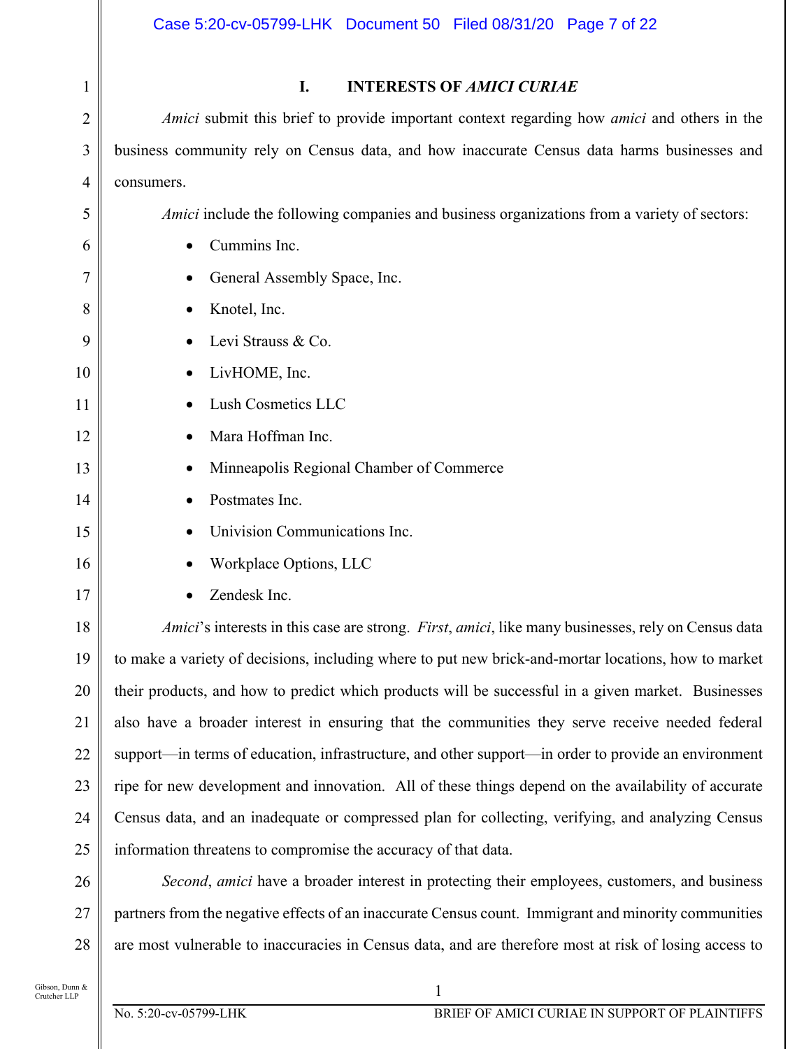## I. INTERESTS OF *AMICI CURIAE*

*Amici* submit this brief to provide important context regarding how *amici* and others in the business community rely on Census data, and how inaccurate Census data harms businesses and consumers.

*Amici* include the following companies and business organizations from a variety of sectors:

- Cummins Inc.
- General Assembly Space, Inc.
- Knotel, Inc.
- Levi Strauss & Co.
- LivHOME, Inc.
- Lush Cosmetics LLC
- Mara Hoffman Inc.
- Minneapolis Regional Chamber of Commerce
- Postmates Inc.
- Univision Communications Inc.
- Workplace Options, LLC
- Zendesk Inc.

*Amici*'s interests in this case are strong. *First*, *amici*, like many businesses, rely on Census data to make a variety of decisions, including where to put new brick-and-mortar locations, how to market their products, and how to predict which products will be successful in a given market. Businesses also have a broader interest in ensuring that the communities they serve receive needed federal support—in terms of education, infrastructure, and other support—in order to provide an environment ripe for new development and innovation. All of these things depend on the availability of accurate Census data, and an inadequate or compressed plan for collecting, verifying, and analyzing Census information threatens to compromise the accuracy of that data.

*Second*, *amici* have a broader interest in protecting their employees, customers, and business partners from the negative effects of an inaccurate Census count. Immigrant and minority communities are most vulnerable to inaccuracies in Census data, and are therefore most at risk of losing access to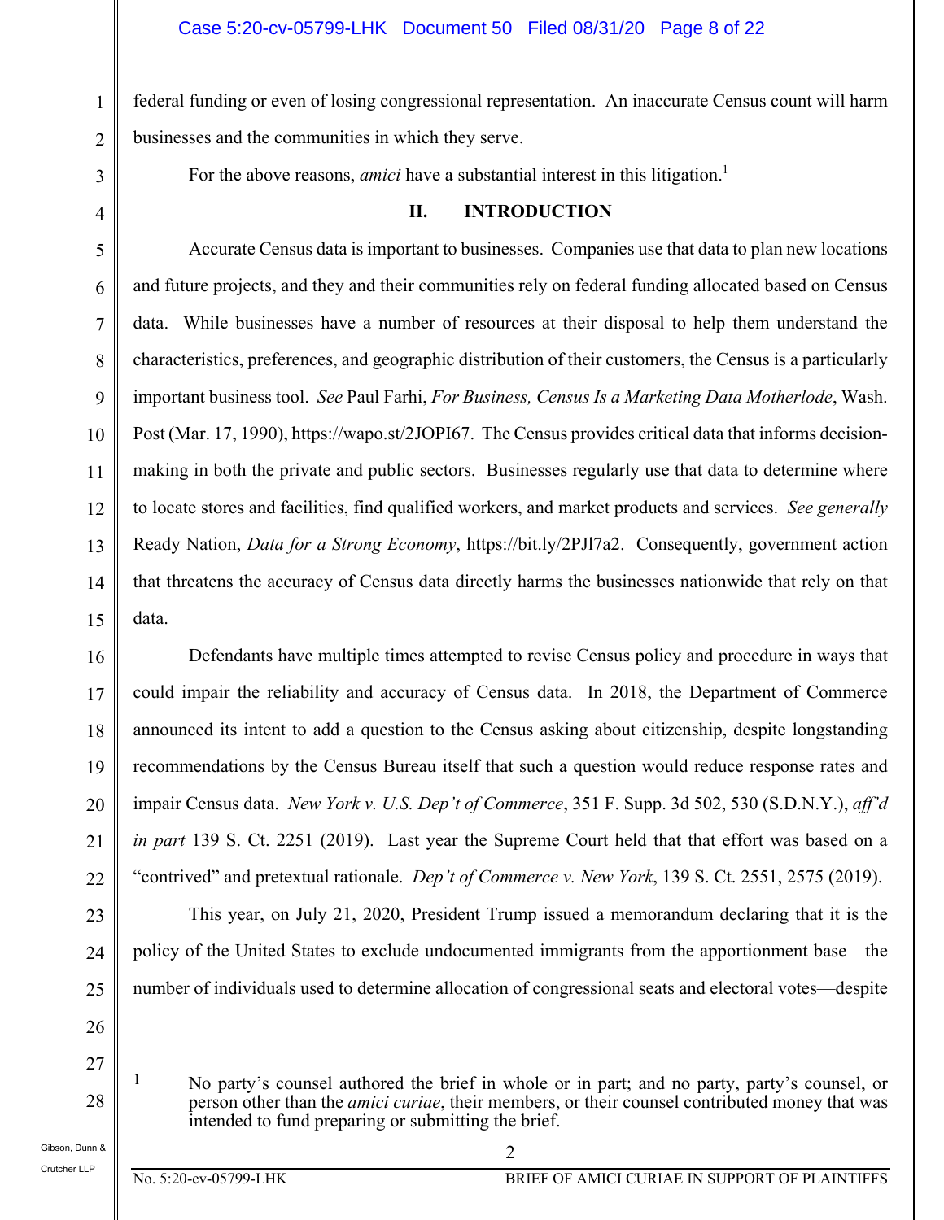federal funding or even of losing congressional representation. An inaccurate Census count will harm businesses and the communities in which they serve.

For the above reasons, *amici* have a substantial interest in this litigation.[1]

## II. INTRODUCTION

Accurate Census data is important to businesses. Companies use that data to plan new locations and future projects, and they and their communities rely on federal funding allocated based on Census data. While businesses have a number of resources at their disposal to help them understand the characteristics, preferences, and geographic distribution of their customers, the Census is a particularly important business tool. *See* Paul Farhi, *For Business, Census Is a Marketing Data Motherlode*, Wash. Post (Mar. 17, 1990), https://wapo.st/2JOPI67. The Census provides critical data that informs decision-making in both the private and public sectors. Businesses regularly use that data to determine where to locate stores and facilities, find qualified workers, and market products and services. *See generally* Ready Nation, *Data for a Strong Economy*, https://bit.ly/2PJl7a2. Consequently, government action that threatens the accuracy of Census data directly harms the businesses nationwide that rely on that data.

Defendants have multiple times attempted to revise Census policy and procedure in ways that could impair the reliability and accuracy of Census data. In 2018, the Department of Commerce announced its intent to add a question to the Census asking about citizenship, despite longstanding recommendations by the Census Bureau itself that such a question would reduce response rates and impair Census data. *New York v. U.S. Dep't of Commerce*, 351 F. Supp. 3d 502, 530 (S.D.N.Y.), *aff'd in part* 139 S. Ct. 2251 (2019). Last year the Supreme Court held that that effort was based on a "contrived" and pretextual rationale. *Dep't of Commerce v. New York*, 139 S. Ct. 2551, 2575 (2019).

This year, on July 21, 2020, President Trump issued a memorandum declaring that it is the policy of the United States to exclude undocumented immigrants from the apportionment base—the number of individuals used to determine allocation of congressional seats and electoral votes—despite

---

[1] No party's counsel authored the brief in whole or in part; and no party, party's counsel, or person other than the *amici curiae*, their members, or their counsel contributed money that was intended to fund preparing or submitting the brief.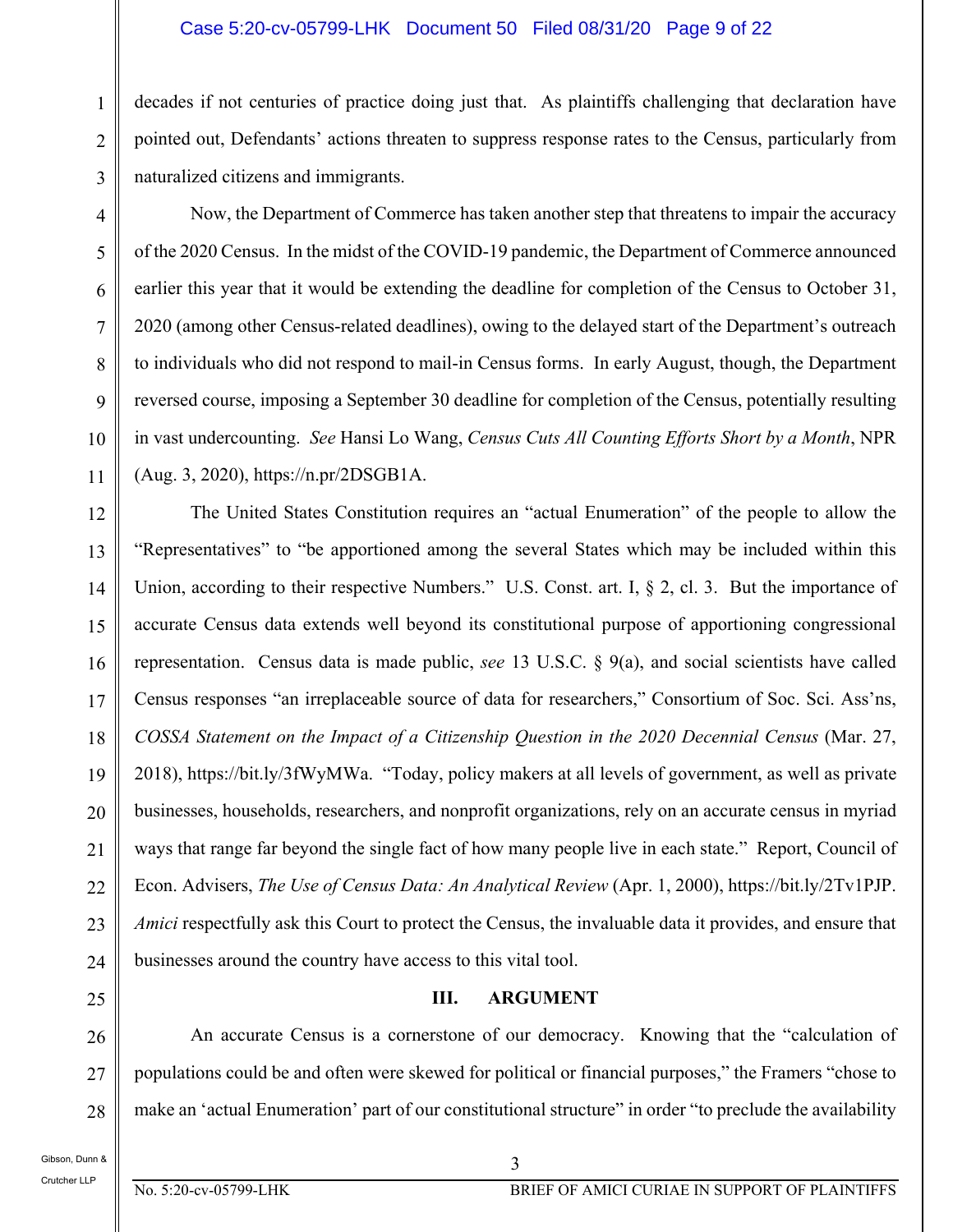decades if not centuries of practice doing just that. As plaintiffs challenging that declaration have pointed out, Defendants' actions threaten to suppress response rates to the Census, particularly from naturalized citizens and immigrants.

Now, the Department of Commerce has taken another step that threatens to impair the accuracy of the 2020 Census. In the midst of the COVID-19 pandemic, the Department of Commerce announced earlier this year that it would be extending the deadline for completion of the Census to October 31, 2020 (among other Census-related deadlines), owing to the delayed start of the Department's outreach to individuals who did not respond to mail-in Census forms. In early August, though, the Department reversed course, imposing a September 30 deadline for completion of the Census, potentially resulting in vast undercounting. *See* Hansi Lo Wang, *Census Cuts All Counting Efforts Short by a Month*, NPR (Aug. 3, 2020), https://n.pr/2DSGB1A.

The United States Constitution requires an "actual Enumeration" of the people to allow the "Representatives" to "be apportioned among the several States which may be included within this Union, according to their respective Numbers." U.S. Const. art. I, § 2, cl. 3. But the importance of accurate Census data extends well beyond its constitutional purpose of apportioning congressional representation. Census data is made public, *see* 13 U.S.C. § 9(a), and social scientists have called Census responses "an irreplaceable source of data for researchers," Consortium of Soc. Sci. Ass'ns, *COSSA Statement on the Impact of a Citizenship Question in the 2020 Decennial Census* (Mar. 27, 2018), https://bit.ly/3fWyMWa. "Today, policy makers at all levels of government, as well as private businesses, households, researchers, and nonprofit organizations, rely on an accurate census in myriad ways that range far beyond the single fact of how many people live in each state." Report, Council of Econ. Advisers, *The Use of Census Data: An Analytical Review* (Apr. 1, 2000), https://bit.ly/2Tv1PJP. *Amici* respectfully ask this Court to protect the Census, the invaluable data it provides, and ensure that businesses around the country have access to this vital tool.

## III. ARGUMENT

An accurate Census is a cornerstone of our democracy. Knowing that the "calculation of populations could be and often were skewed for political or financial purposes," the Framers "chose to make an 'actual Enumeration' part of our constitutional structure" in order "to preclude the availability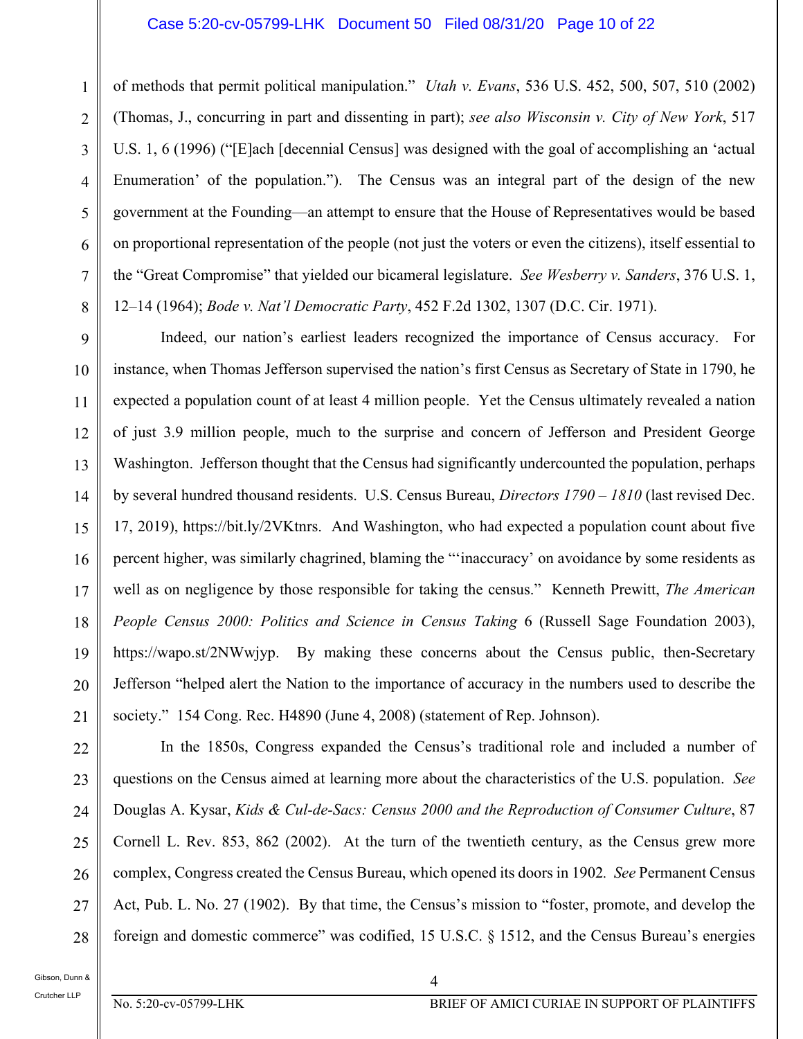of methods that permit political manipulation." *Utah v. Evans*, 536 U.S. 452, 500, 507, 510 (2002) (Thomas, J., concurring in part and dissenting in part); *see also Wisconsin v. City of New York*, 517 U.S. 1, 6 (1996) ("[E]ach [decennial Census] was designed with the goal of accomplishing an 'actual Enumeration' of the population."). The Census was an integral part of the design of the new government at the Founding—an attempt to ensure that the House of Representatives would be based on proportional representation of the people (not just the voters or even the citizens), itself essential to the "Great Compromise" that yielded our bicameral legislature. *See Wesberry v. Sanders*, 376 U.S. 1, 12–14 (1964); *Bode v. Nat'l Democratic Party*, 452 F.2d 1302, 1307 (D.C. Cir. 1971).

Indeed, our nation's earliest leaders recognized the importance of Census accuracy. For instance, when Thomas Jefferson supervised the nation's first Census as Secretary of State in 1790, he expected a population count of at least 4 million people. Yet the Census ultimately revealed a nation of just 3.9 million people, much to the surprise and concern of Jefferson and President George Washington. Jefferson thought that the Census had significantly undercounted the population, perhaps by several hundred thousand residents. U.S. Census Bureau, *Directors 1790 – 1810* (last revised Dec. 17, 2019), https://bit.ly/2VKtnrs. And Washington, who had expected a population count about five percent higher, was similarly chagrined, blaming the "'inaccuracy' on avoidance by some residents as well as on negligence by those responsible for taking the census." Kenneth Prewitt, *The American People Census 2000: Politics and Science in Census Taking* 6 (Russell Sage Foundation 2003), https://wapo.st/2NWwjyp. By making these concerns about the Census public, then-Secretary Jefferson "helped alert the Nation to the importance of accuracy in the numbers used to describe the society." 154 Cong. Rec. H4890 (June 4, 2008) (statement of Rep. Johnson).

In the 1850s, Congress expanded the Census's traditional role and included a number of questions on the Census aimed at learning more about the characteristics of the U.S. population. *See* Douglas A. Kysar, *Kids & Cul-de-Sacs: Census 2000 and the Reproduction of Consumer Culture*, 87 Cornell L. Rev. 853, 862 (2002). At the turn of the twentieth century, as the Census grew more complex, Congress created the Census Bureau, which opened its doors in 1902. *See* Permanent Census Act, Pub. L. No. 27 (1902). By that time, the Census's mission to "foster, promote, and develop the foreign and domestic commerce" was codified, 15 U.S.C. § 1512, and the Census Bureau's energies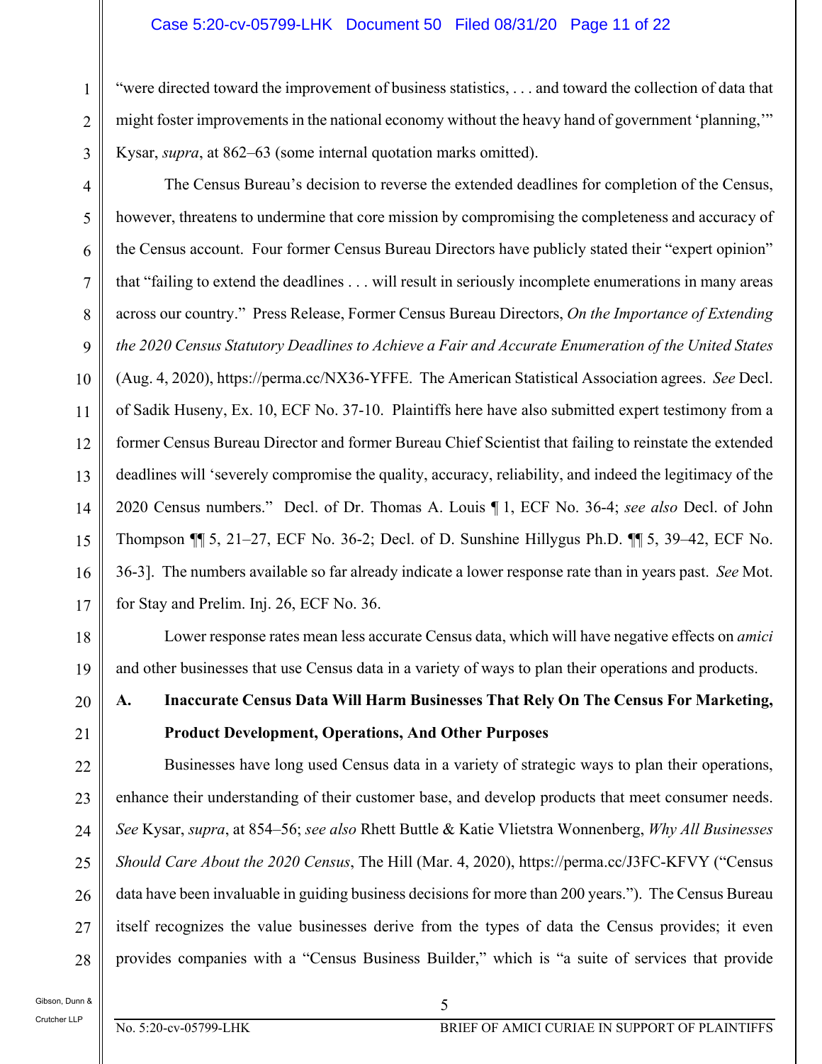"were directed toward the improvement of business statistics, . . . and toward the collection of data that might foster improvements in the national economy without the heavy hand of government 'planning,'" Kysar, *supra*, at 862–63 (some internal quotation marks omitted).

The Census Bureau's decision to reverse the extended deadlines for completion of the Census, however, threatens to undermine that core mission by compromising the completeness and accuracy of the Census account. Four former Census Bureau Directors have publicly stated their "expert opinion" that "failing to extend the deadlines . . . will result in seriously incomplete enumerations in many areas across our country." Press Release, Former Census Bureau Directors, *On the Importance of Extending the 2020 Census Statutory Deadlines to Achieve a Fair and Accurate Enumeration of the United States* (Aug. 4, 2020), https://perma.cc/NX36-YFFE. The American Statistical Association agrees. *See* Decl. of Sadik Huseny, Ex. 10, ECF No. 37-10. Plaintiffs here have also submitted expert testimony from a former Census Bureau Director and former Bureau Chief Scientist that failing to reinstate the extended deadlines will 'severely compromise the quality, accuracy, reliability, and indeed the legitimacy of the 2020 Census numbers." Decl. of Dr. Thomas A. Louis ¶ 1, ECF No. 36-4; *see also* Decl. of John Thompson ¶¶ 5, 21–27, ECF No. 36-2; Decl. of D. Sunshine Hillygus Ph.D. ¶¶ 5, 39–42, ECF No. 36-3]. The numbers available so far already indicate a lower response rate than in years past. *See* Mot. for Stay and Prelim. Inj. 26, ECF No. 36.

Lower response rates mean less accurate Census data, which will have negative effects on *amici* and other businesses that use Census data in a variety of ways to plan their operations and products.

### A. Inaccurate Census Data Will Harm Businesses That Rely On The Census For Marketing, Product Development, Operations, And Other Purposes

Businesses have long used Census data in a variety of strategic ways to plan their operations, enhance their understanding of their customer base, and develop products that meet consumer needs. *See* Kysar, *supra*, at 854–56; *see also* Rhett Buttle & Katie Vlietstra Wonnenberg, *Why All Businesses Should Care About the 2020 Census*, The Hill (Mar. 4, 2020), https://perma.cc/J3FC-KFVY ("Census data have been invaluable in guiding business decisions for more than 200 years."). The Census Bureau itself recognizes the value businesses derive from the types of data the Census provides; it even provides companies with a "Census Business Builder," which is "a suite of services that provide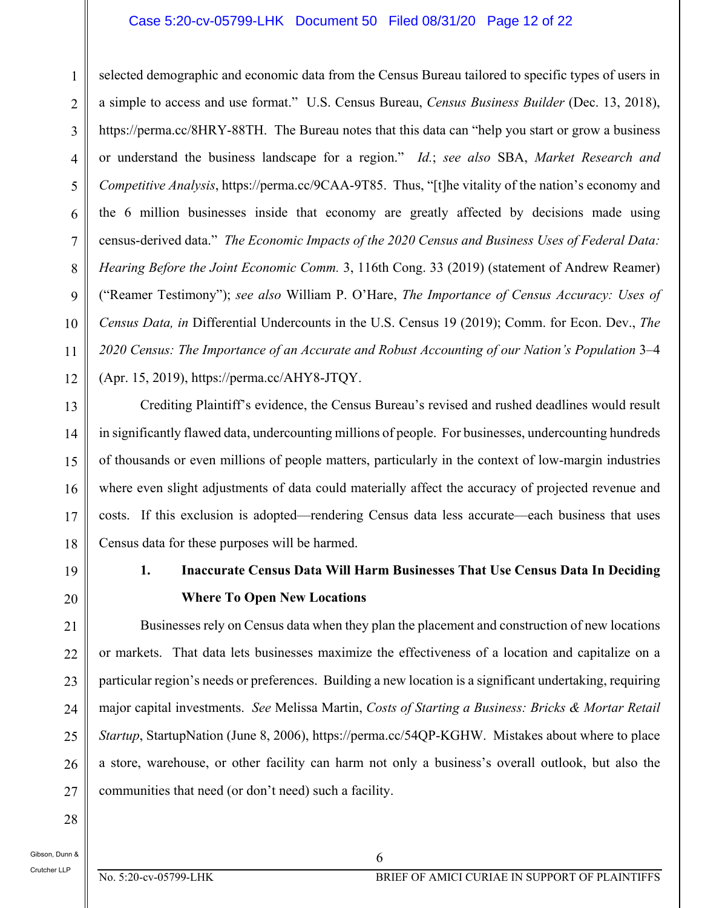selected demographic and economic data from the Census Bureau tailored to specific types of users in a simple to access and use format." U.S. Census Bureau, *Census Business Builder* (Dec. 13, 2018), https://perma.cc/8HRY-88TH. The Bureau notes that this data can "help you start or grow a business or understand the business landscape for a region." *Id.*; *see also* SBA, *Market Research and Competitive Analysis*, https://perma.cc/9CAA-9T85. Thus, "[t]he vitality of the nation's economy and the 6 million businesses inside that economy are greatly affected by decisions made using census-derived data." *The Economic Impacts of the 2020 Census and Business Uses of Federal Data: Hearing Before the Joint Economic Comm.* 3, 116th Cong. 33 (2019) (statement of Andrew Reamer) ("Reamer Testimony"); *see also* William P. O'Hare, *The Importance of Census Accuracy: Uses of Census Data, in* Differential Undercounts in the U.S. Census 19 (2019); Comm. for Econ. Dev., *The 2020 Census: The Importance of an Accurate and Robust Accounting of our Nation's Population* 3–4 (Apr. 15, 2019), https://perma.cc/AHY8-JTQY.

Crediting Plaintiff's evidence, the Census Bureau's revised and rushed deadlines would result in significantly flawed data, undercounting millions of people. For businesses, undercounting hundreds of thousands or even millions of people matters, particularly in the context of low-margin industries where even slight adjustments of data could materially affect the accuracy of projected revenue and costs. If this exclusion is adopted—rendering Census data less accurate—each business that uses Census data for these purposes will be harmed.

### 1. Inaccurate Census Data Will Harm Businesses That Use Census Data In Deciding Where To Open New Locations

Businesses rely on Census data when they plan the placement and construction of new locations or markets. That data lets businesses maximize the effectiveness of a location and capitalize on a particular region's needs or preferences. Building a new location is a significant undertaking, requiring major capital investments. *See* Melissa Martin, *Costs of Starting a Business: Bricks & Mortar Retail Startup*, StartupNation (June 8, 2006), https://perma.cc/54QP-KGHW. Mistakes about where to place a store, warehouse, or other facility can harm not only a business's overall outlook, but also the communities that need (or don't need) such a facility.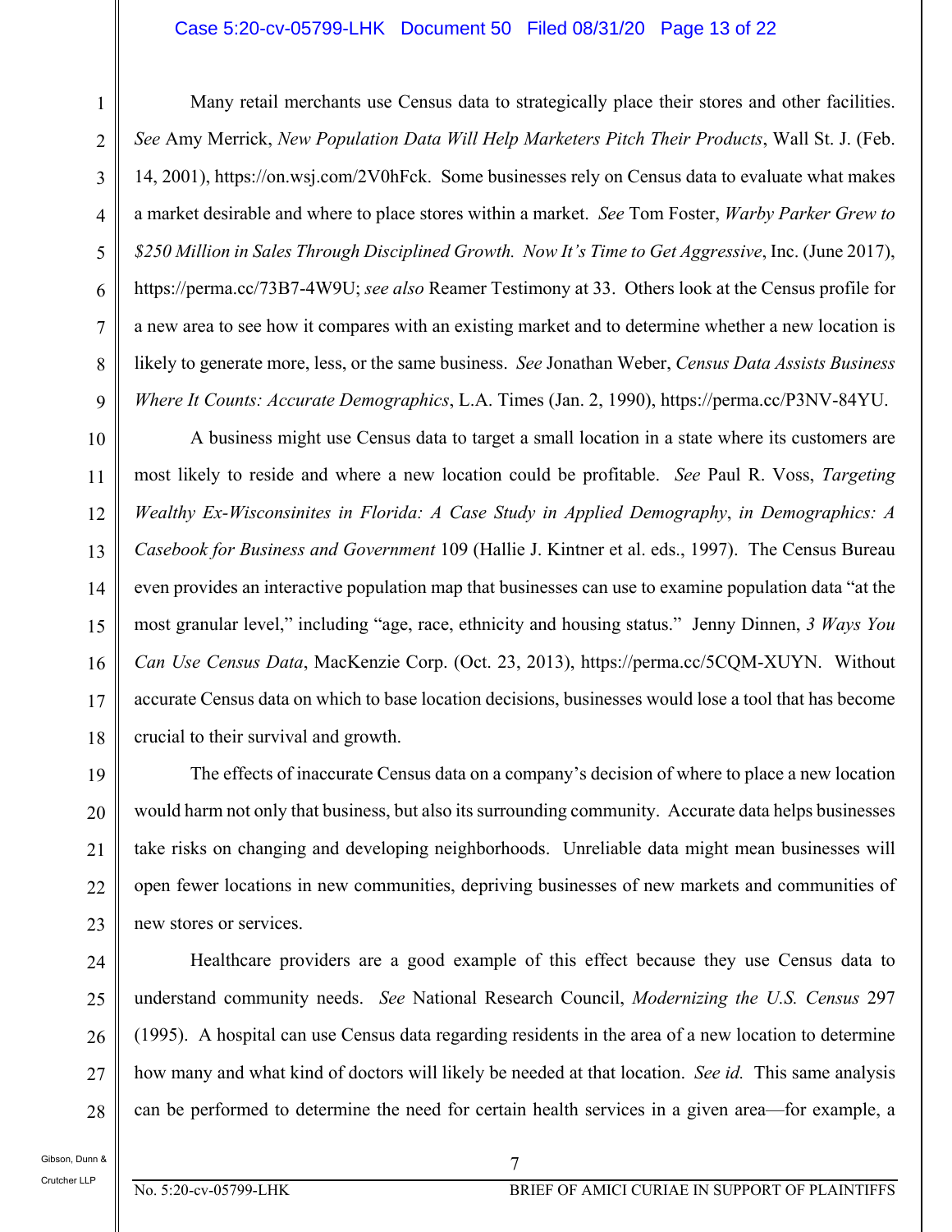Many retail merchants use Census data to strategically place their stores and other facilities. *See* Amy Merrick, *New Population Data Will Help Marketers Pitch Their Products*, Wall St. J. (Feb. 14, 2001), https://on.wsj.com/2V0hFck. Some businesses rely on Census data to evaluate what makes a market desirable and where to place stores within a market. *See* Tom Foster, *Warby Parker Grew to $250 Million in Sales Through Disciplined Growth. Now It's Time to Get Aggressive*, Inc. (June 2017), https://perma.cc/73B7-4W9U; *see also* Reamer Testimony at 33. Others look at the Census profile for a new area to see how it compares with an existing market and to determine whether a new location is likely to generate more, less, or the same business. *See* Jonathan Weber, *Census Data Assists Business Where It Counts: Accurate Demographics*, L.A. Times (Jan. 2, 1990), https://perma.cc/P3NV-84YU.

A business might use Census data to target a small location in a state where its customers are most likely to reside and where a new location could be profitable. *See* Paul R. Voss, *Targeting Wealthy Ex-Wisconsinites in Florida: A Case Study in Applied Demography*, *in Demographics: A Casebook for Business and Government* 109 (Hallie J. Kintner et al. eds., 1997). The Census Bureau even provides an interactive population map that businesses can use to examine population data "at the most granular level," including "age, race, ethnicity and housing status." Jenny Dinnen, *3 Ways You Can Use Census Data*, MacKenzie Corp. (Oct. 23, 2013), https://perma.cc/5CQM-XUYN. Without accurate Census data on which to base location decisions, businesses would lose a tool that has become crucial to their survival and growth.

The effects of inaccurate Census data on a company's decision of where to place a new location would harm not only that business, but also its surrounding community. Accurate data helps businesses take risks on changing and developing neighborhoods. Unreliable data might mean businesses will open fewer locations in new communities, depriving businesses of new markets and communities of new stores or services.

Healthcare providers are a good example of this effect because they use Census data to understand community needs. *See* National Research Council, *Modernizing the U.S. Census* 297 (1995). A hospital can use Census data regarding residents in the area of a new location to determine how many and what kind of doctors will likely be needed at that location. *See id.* This same analysis can be performed to determine the need for certain health services in a given area—for example, a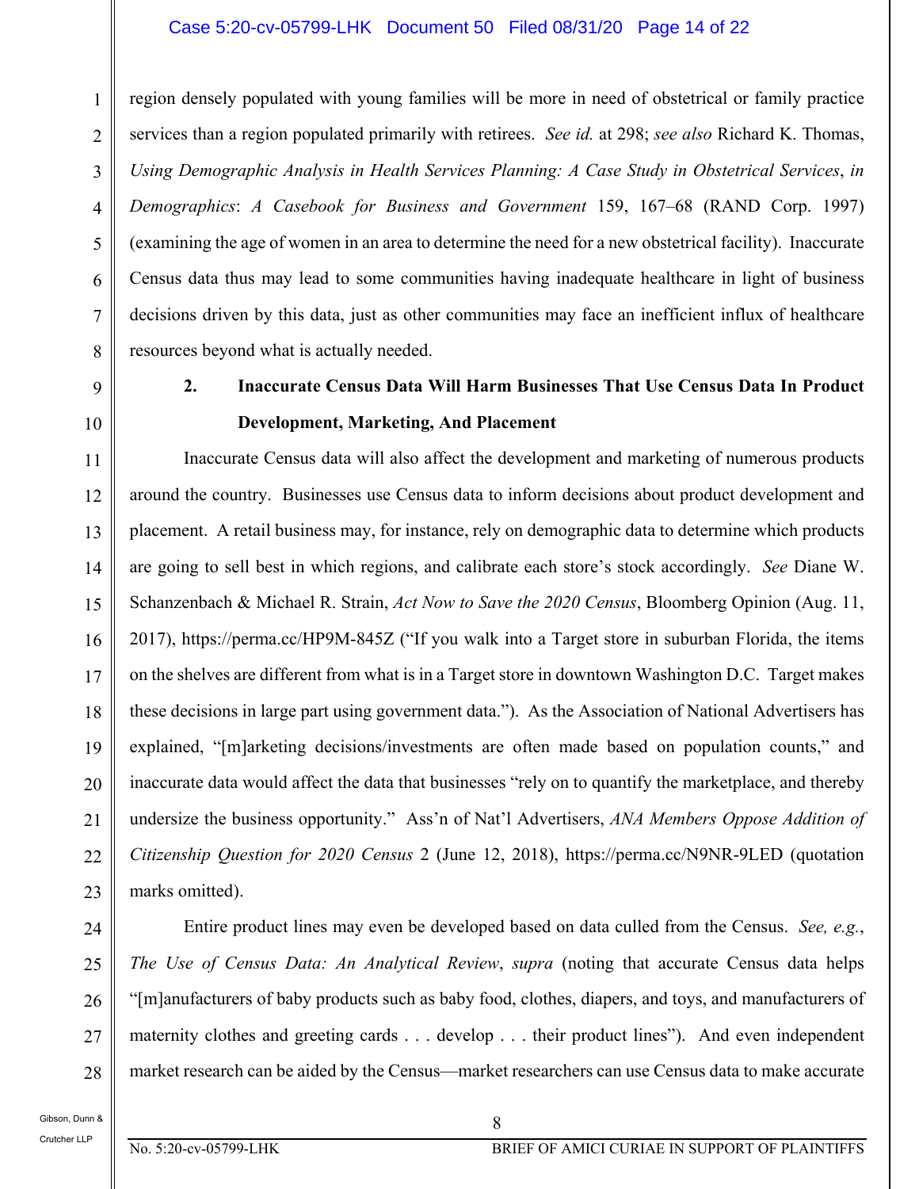region densely populated with young families will be more in need of obstetrical or family practice services than a region populated primarily with retirees. *See id.* at 298; *see also* Richard K. Thomas, *Using Demographic Analysis in Health Services Planning: A Case Study in Obstetrical Services*, *in Demographics*: *A Casebook for Business and Government* 159, 167–68 (RAND Corp. 1997) (examining the age of women in an area to determine the need for a new obstetrical facility). Inaccurate Census data thus may lead to some communities having inadequate healthcare in light of business decisions driven by this data, just as other communities may face an inefficient influx of healthcare resources beyond what is actually needed.

### 2. Inaccurate Census Data Will Harm Businesses That Use Census Data In Product Development, Marketing, And Placement

Inaccurate Census data will also affect the development and marketing of numerous products around the country. Businesses use Census data to inform decisions about product development and placement. A retail business may, for instance, rely on demographic data to determine which products are going to sell best in which regions, and calibrate each store's stock accordingly. *See* Diane W. Schanzenbach & Michael R. Strain, *Act Now to Save the 2020 Census*, Bloomberg Opinion (Aug. 11, 2017), https://perma.cc/HP9M-845Z ("If you walk into a Target store in suburban Florida, the items on the shelves are different from what is in a Target store in downtown Washington D.C. Target makes these decisions in large part using government data."). As the Association of National Advertisers has explained, "[m]arketing decisions/investments are often made based on population counts," and inaccurate data would affect the data that businesses "rely on to quantify the marketplace, and thereby undersize the business opportunity." Ass'n of Nat'l Advertisers, *ANA Members Oppose Addition of Citizenship Question for 2020 Census* 2 (June 12, 2018), https://perma.cc/N9NR-9LED (quotation marks omitted).

Entire product lines may even be developed based on data culled from the Census. *See, e.g.*, *The Use of Census Data: An Analytical Review*, *supra* (noting that accurate Census data helps "[m]anufacturers of baby products such as baby food, clothes, diapers, and toys, and manufacturers of maternity clothes and greeting cards . . . develop . . . their product lines"). And even independent market research can be aided by the Census—market researchers can use Census data to make accurate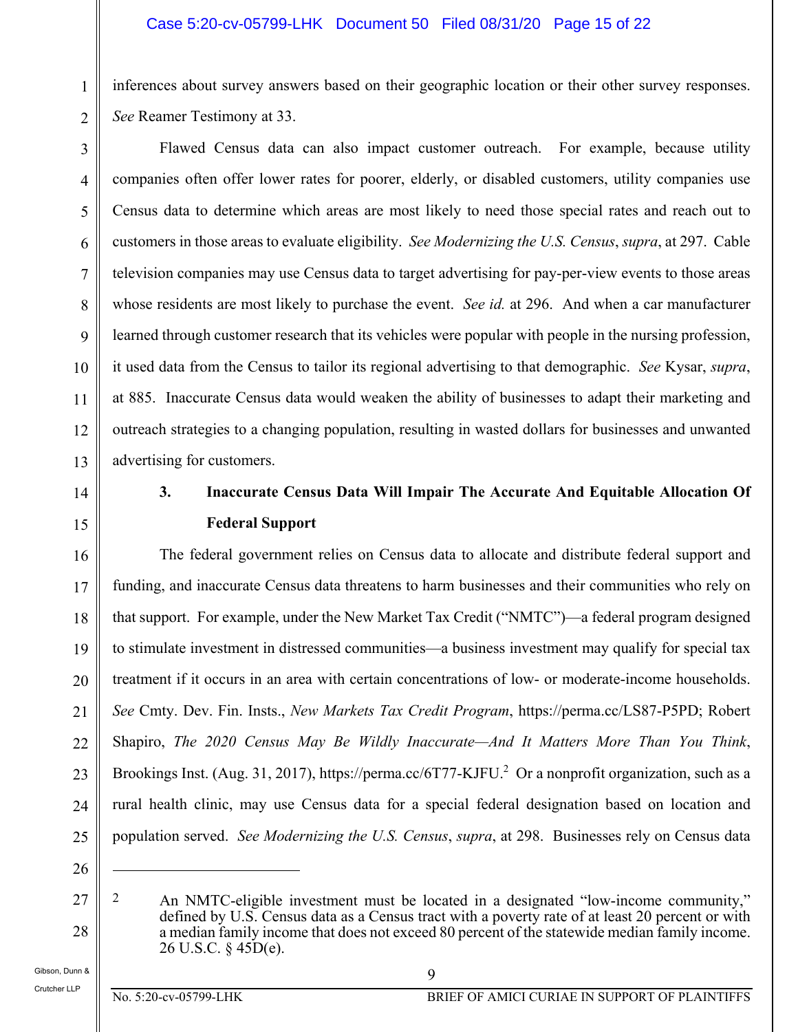inferences about survey answers based on their geographic location or their other survey responses. *See* Reamer Testimony at 33.

Flawed Census data can also impact customer outreach. For example, because utility companies often offer lower rates for poorer, elderly, or disabled customers, utility companies use Census data to determine which areas are most likely to need those special rates and reach out to customers in those areas to evaluate eligibility. *See Modernizing the U.S. Census*, *supra*, at 297. Cable television companies may use Census data to target advertising for pay-per-view events to those areas whose residents are most likely to purchase the event. *See id.* at 296. And when a car manufacturer learned through customer research that its vehicles were popular with people in the nursing profession, it used data from the Census to tailor its regional advertising to that demographic. *See* Kysar, *supra*, at 885. Inaccurate Census data would weaken the ability of businesses to adapt their marketing and outreach strategies to a changing population, resulting in wasted dollars for businesses and unwanted advertising for customers.

### 3. Inaccurate Census Data Will Impair The Accurate And Equitable Allocation Of Federal Support

The federal government relies on Census data to allocate and distribute federal support and funding, and inaccurate Census data threatens to harm businesses and their communities who rely on that support. For example, under the New Market Tax Credit ("NMTC")—a federal program designed to stimulate investment in distressed communities—a business investment may qualify for special tax treatment if it occurs in an area with certain concentrations of low- or moderate-income households. *See* Cmty. Dev. Fin. Insts., *New Markets Tax Credit Program*, https://perma.cc/LS87-P5PD; Robert Shapiro, *The 2020 Census May Be Wildly Inaccurate—And It Matters More Than You Think*, Brookings Inst. (Aug. 31, 2017), https://perma.cc/6T77-KJFU.[2] Or a nonprofit organization, such as a rural health clinic, may use Census data for a special federal designation based on location and population served. *See Modernizing the U.S. Census*, *supra*, at 298. Businesses rely on Census data

---

[2] An NMTC-eligible investment must be located in a designated "low-income community," defined by U.S. Census data as a Census tract with a poverty rate of at least 20 percent or with a median family income that does not exceed 80 percent of the statewide median family income. 26 U.S.C. § 45D(e).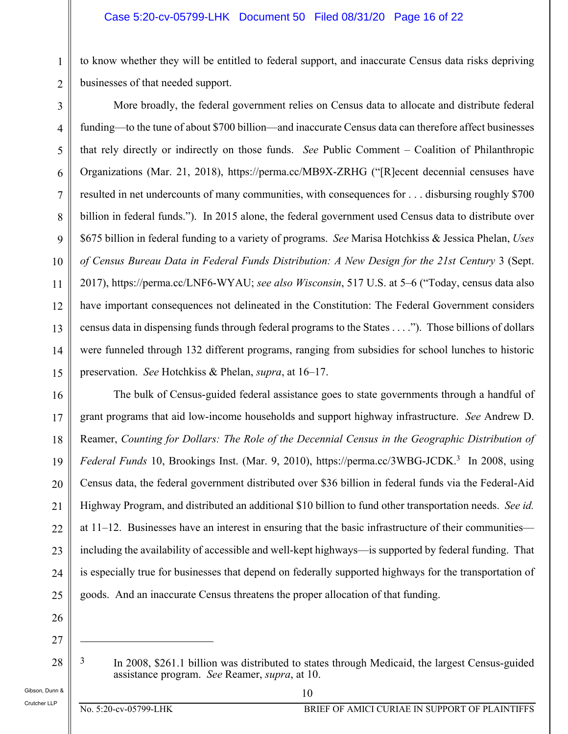to know whether they will be entitled to federal support, and inaccurate Census data risks depriving businesses of that needed support.

More broadly, the federal government relies on Census data to allocate and distribute federal funding—to the tune of about $700 billion—and inaccurate Census data can therefore affect businesses that rely directly or indirectly on those funds. *See* Public Comment – Coalition of Philanthropic Organizations (Mar. 21, 2018), https://perma.cc/MB9X-ZRHG ("[R]ecent decennial censuses have resulted in net undercounts of many communities, with consequences for . . . disbursing roughly $700 billion in federal funds."). In 2015 alone, the federal government used Census data to distribute over $675 billion in federal funding to a variety of programs. *See* Marisa Hotchkiss & Jessica Phelan, *Uses of Census Bureau Data in Federal Funds Distribution: A New Design for the 21st Century* 3 (Sept. 2017), https://perma.cc/LNF6-WYAU; *see also Wisconsin*, 517 U.S. at 5–6 ("Today, census data also have important consequences not delineated in the Constitution: The Federal Government considers census data in dispensing funds through federal programs to the States . . . ."). Those billions of dollars were funneled through 132 different programs, ranging from subsidies for school lunches to historic preservation. *See* Hotchkiss & Phelan, *supra*, at 16–17.

The bulk of Census-guided federal assistance goes to state governments through a handful of grant programs that aid low-income households and support highway infrastructure. *See* Andrew D. Reamer, *Counting for Dollars: The Role of the Decennial Census in the Geographic Distribution of Federal Funds* 10, Brookings Inst. (Mar. 9, 2010), https://perma.cc/3WBG-JCDK.[3] In 2008, using Census data, the federal government distributed over $36 billion in federal funds via the Federal-Aid Highway Program, and distributed an additional $10 billion to fund other transportation needs. *See id.* at 11–12. Businesses have an interest in ensuring that the basic infrastructure of their communities—including the availability of accessible and well-kept highways—is supported by federal funding. That is especially true for businesses that depend on federally supported highways for the transportation of goods. And an inaccurate Census threatens the proper allocation of that funding.

---

[3] In 2008, $261.1 billion was distributed to states through Medicaid, the largest Census-guided assistance program. *See* Reamer, *supra*, at 10.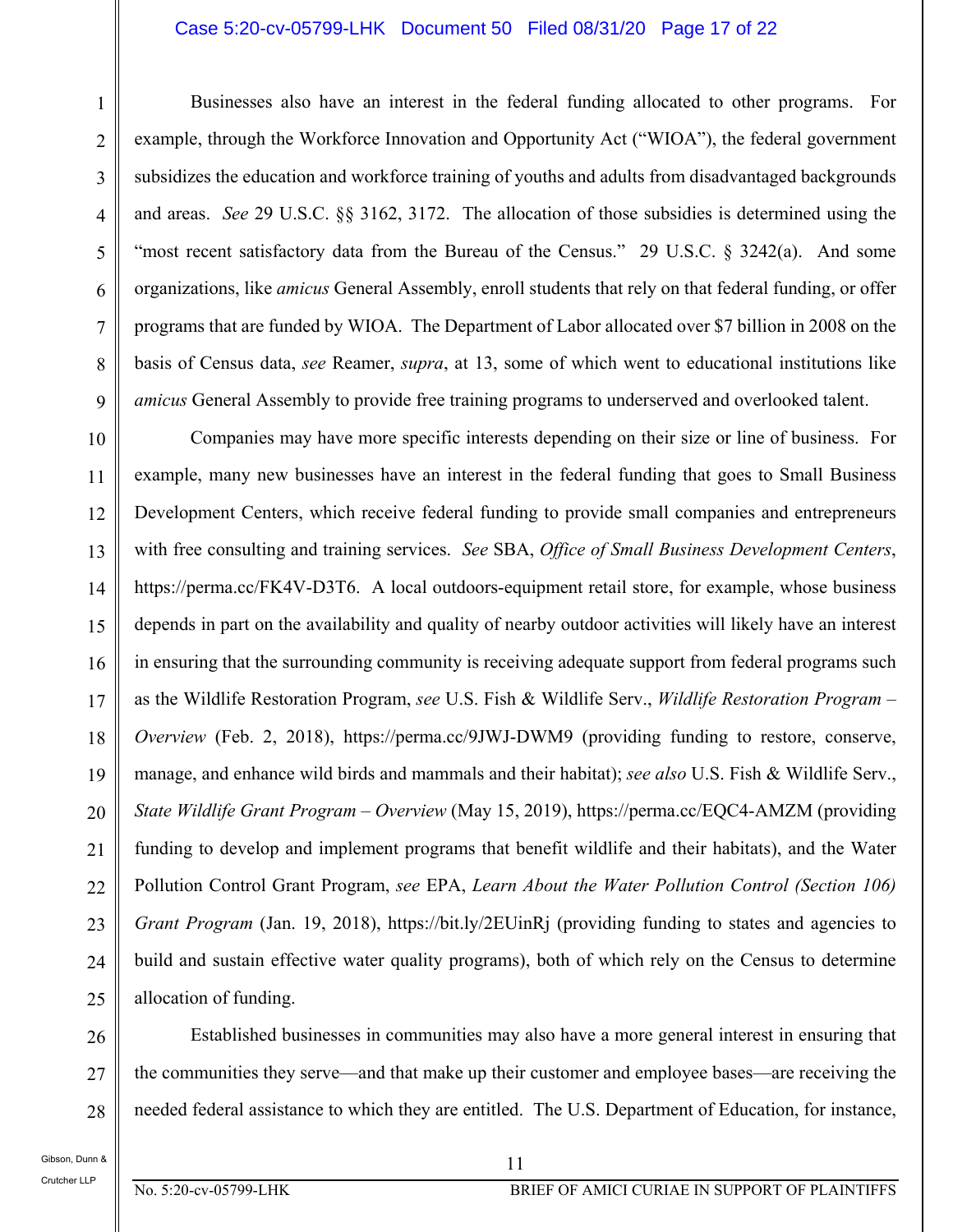Businesses also have an interest in the federal funding allocated to other programs. For example, through the Workforce Innovation and Opportunity Act ("WIOA"), the federal government subsidizes the education and workforce training of youths and adults from disadvantaged backgrounds and areas. *See* 29 U.S.C. §§ 3162, 3172. The allocation of those subsidies is determined using the "most recent satisfactory data from the Bureau of the Census." 29 U.S.C. § 3242(a). And some organizations, like *amicus* General Assembly, enroll students that rely on that federal funding, or offer programs that are funded by WIOA. The Department of Labor allocated over $7 billion in 2008 on the basis of Census data, *see* Reamer, *supra*, at 13, some of which went to educational institutions like *amicus* General Assembly to provide free training programs to underserved and overlooked talent.

Companies may have more specific interests depending on their size or line of business. For example, many new businesses have an interest in the federal funding that goes to Small Business Development Centers, which receive federal funding to provide small companies and entrepreneurs with free consulting and training services. *See* SBA, *Office of Small Business Development Centers*, https://perma.cc/FK4V-D3T6. A local outdoors-equipment retail store, for example, whose business depends in part on the availability and quality of nearby outdoor activities will likely have an interest in ensuring that the surrounding community is receiving adequate support from federal programs such as the Wildlife Restoration Program, *see* U.S. Fish & Wildlife Serv., *Wildlife Restoration Program – Overview* (Feb. 2, 2018), https://perma.cc/9JWJ-DWM9 (providing funding to restore, conserve, manage, and enhance wild birds and mammals and their habitat); *see also* U.S. Fish & Wildlife Serv., *State Wildlife Grant Program – Overview* (May 15, 2019), https://perma.cc/EQC4-AMZM (providing funding to develop and implement programs that benefit wildlife and their habitats), and the Water Pollution Control Grant Program, *see* EPA, *Learn About the Water Pollution Control (Section 106) Grant Program* (Jan. 19, 2018), https://bit.ly/2EUinRj (providing funding to states and agencies to build and sustain effective water quality programs), both of which rely on the Census to determine allocation of funding.

Established businesses in communities may also have a more general interest in ensuring that the communities they serve—and that make up their customer and employee bases—are receiving the needed federal assistance to which they are entitled. The U.S. Department of Education, for instance,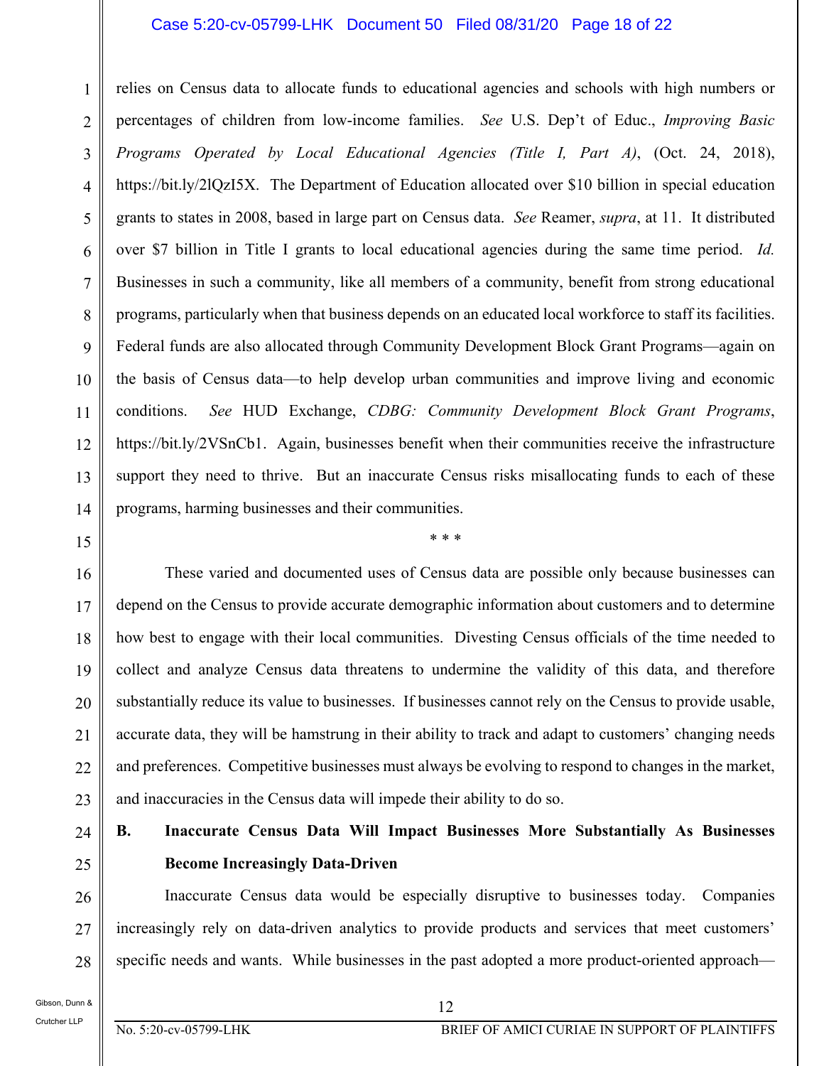relies on Census data to allocate funds to educational agencies and schools with high numbers or percentages of children from low-income families. *See* U.S. Dep't of Educ., *Improving Basic Programs Operated by Local Educational Agencies (Title I, Part A)*, (Oct. 24, 2018), https://bit.ly/2lQzI5X. The Department of Education allocated over $10 billion in special education grants to states in 2008, based in large part on Census data. *See* Reamer, *supra*, at 11. It distributed over $7 billion in Title I grants to local educational agencies during the same time period. *Id.* Businesses in such a community, like all members of a community, benefit from strong educational programs, particularly when that business depends on an educated local workforce to staff its facilities. Federal funds are also allocated through Community Development Block Grant Programs—again on the basis of Census data—to help develop urban communities and improve living and economic conditions. *See* HUD Exchange, *CDBG: Community Development Block Grant Programs*, https://bit.ly/2VSnCb1. Again, businesses benefit when their communities receive the infrastructure support they need to thrive. But an inaccurate Census risks misallocating funds to each of these programs, harming businesses and their communities.

\* \* \*

These varied and documented uses of Census data are possible only because businesses can depend on the Census to provide accurate demographic information about customers and to determine how best to engage with their local communities. Divesting Census officials of the time needed to collect and analyze Census data threatens to undermine the validity of this data, and therefore substantially reduce its value to businesses. If businesses cannot rely on the Census to provide usable, accurate data, they will be hamstrung in their ability to track and adapt to customers' changing needs and preferences. Competitive businesses must always be evolving to respond to changes in the market, and inaccuracies in the Census data will impede their ability to do so.

### B. Inaccurate Census Data Will Impact Businesses More Substantially As Businesses Become Increasingly Data-Driven

Inaccurate Census data would be especially disruptive to businesses today. Companies increasingly rely on data-driven analytics to provide products and services that meet customers' specific needs and wants. While businesses in the past adopted a more product-oriented approach—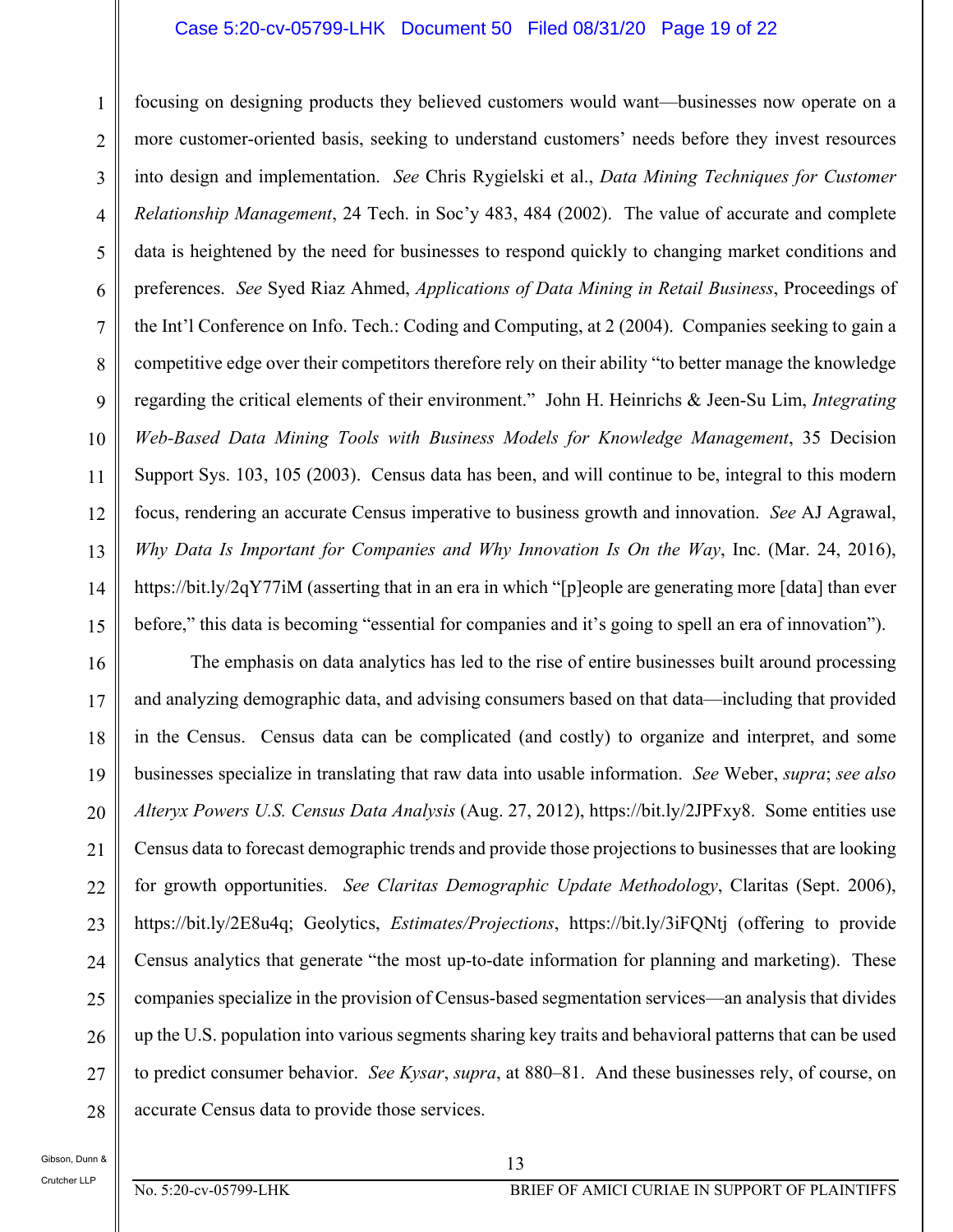focusing on designing products they believed customers would want—businesses now operate on a more customer-oriented basis, seeking to understand customers' needs before they invest resources into design and implementation. *See* Chris Rygielski et al., *Data Mining Techniques for Customer Relationship Management*, 24 Tech. in Soc'y 483, 484 (2002). The value of accurate and complete data is heightened by the need for businesses to respond quickly to changing market conditions and preferences. *See* Syed Riaz Ahmed, *Applications of Data Mining in Retail Business*, Proceedings of the Int'l Conference on Info. Tech.: Coding and Computing, at 2 (2004). Companies seeking to gain a competitive edge over their competitors therefore rely on their ability "to better manage the knowledge regarding the critical elements of their environment." John H. Heinrichs & Jeen-Su Lim, *Integrating Web-Based Data Mining Tools with Business Models for Knowledge Management*, 35 Decision Support Sys. 103, 105 (2003). Census data has been, and will continue to be, integral to this modern focus, rendering an accurate Census imperative to business growth and innovation. *See* AJ Agrawal, *Why Data Is Important for Companies and Why Innovation Is On the Way*, Inc. (Mar. 24, 2016), https://bit.ly/2qY77iM (asserting that in an era in which "[p]eople are generating more [data] than ever before," this data is becoming "essential for companies and it's going to spell an era of innovation").

The emphasis on data analytics has led to the rise of entire businesses built around processing and analyzing demographic data, and advising consumers based on that data—including that provided in the Census. Census data can be complicated (and costly) to organize and interpret, and some businesses specialize in translating that raw data into usable information. *See* Weber, *supra*; *see also Alteryx Powers U.S. Census Data Analysis* (Aug. 27, 2012), https://bit.ly/2JPFxy8. Some entities use Census data to forecast demographic trends and provide those projections to businesses that are looking for growth opportunities. *See Claritas Demographic Update Methodology*, Claritas (Sept. 2006), https://bit.ly/2E8u4q; Geolytics, *Estimates/Projections*, https://bit.ly/3iFQNtj (offering to provide Census analytics that generate "the most up-to-date information for planning and marketing). These companies specialize in the provision of Census-based segmentation services—an analysis that divides up the U.S. population into various segments sharing key traits and behavioral patterns that can be used to predict consumer behavior. *See Kysar*, *supra*, at 880–81. And these businesses rely, of course, on accurate Census data to provide those services.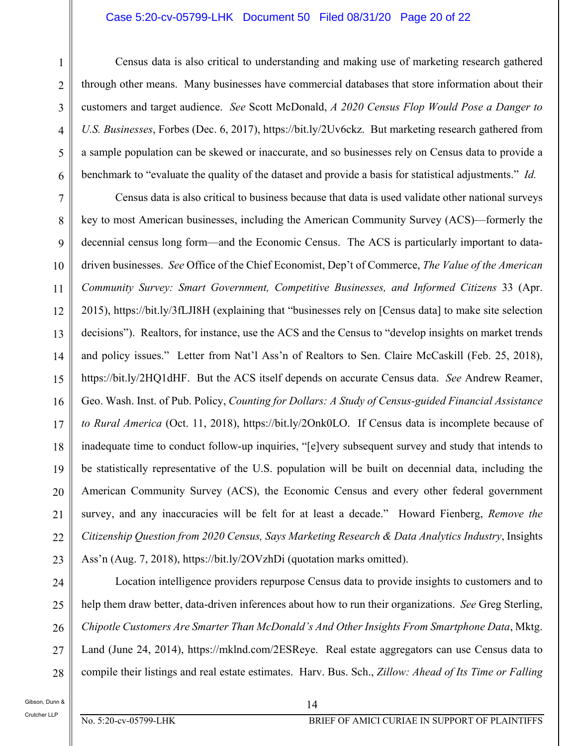Census data is also critical to understanding and making use of marketing research gathered through other means. Many businesses have commercial databases that store information about their customers and target audience. *See* Scott McDonald, *A 2020 Census Flop Would Pose a Danger to U.S. Businesses*, Forbes (Dec. 6, 2017), https://bit.ly/2Uv6ckz. But marketing research gathered from a sample population can be skewed or inaccurate, and so businesses rely on Census data to provide a benchmark to "evaluate the quality of the dataset and provide a basis for statistical adjustments." *Id.*

Census data is also critical to business because that data is used validate other national surveys key to most American businesses, including the American Community Survey (ACS)—formerly the decennial census long form—and the Economic Census. The ACS is particularly important to data-driven businesses. *See* Office of the Chief Economist, Dep't of Commerce, *The Value of the American Community Survey: Smart Government, Competitive Businesses, and Informed Citizens* 33 (Apr. 2015), https://bit.ly/3fLJI8H (explaining that "businesses rely on [Census data] to make site selection decisions"). Realtors, for instance, use the ACS and the Census to "develop insights on market trends and policy issues." Letter from Nat'l Ass'n of Realtors to Sen. Claire McCaskill (Feb. 25, 2018), https://bit.ly/2HQ1dHF. But the ACS itself depends on accurate Census data. *See* Andrew Reamer, Geo. Wash. Inst. of Pub. Policy, *Counting for Dollars: A Study of Census-guided Financial Assistance to Rural America* (Oct. 11, 2018), https://bit.ly/2Onk0LO. If Census data is incomplete because of inadequate time to conduct follow-up inquiries, "[e]very subsequent survey and study that intends to be statistically representative of the U.S. population will be built on decennial data, including the American Community Survey (ACS), the Economic Census and every other federal government survey, and any inaccuracies will be felt for at least a decade." Howard Fienberg, *Remove the Citizenship Question from 2020 Census, Says Marketing Research & Data Analytics Industry*, Insights Ass'n (Aug. 7, 2018), https://bit.ly/2OVzhDi (quotation marks omitted).

Location intelligence providers repurpose Census data to provide insights to customers and to help them draw better, data-driven inferences about how to run their organizations. *See* Greg Sterling, *Chipotle Customers Are Smarter Than McDonald's And Other Insights From Smartphone Data*, Mktg. Land (June 24, 2014), https://mklnd.com/2ESReye. Real estate aggregators can use Census data to compile their listings and real estate estimates. Harv. Bus. Sch., *Zillow: Ahead of Its Time or Falling*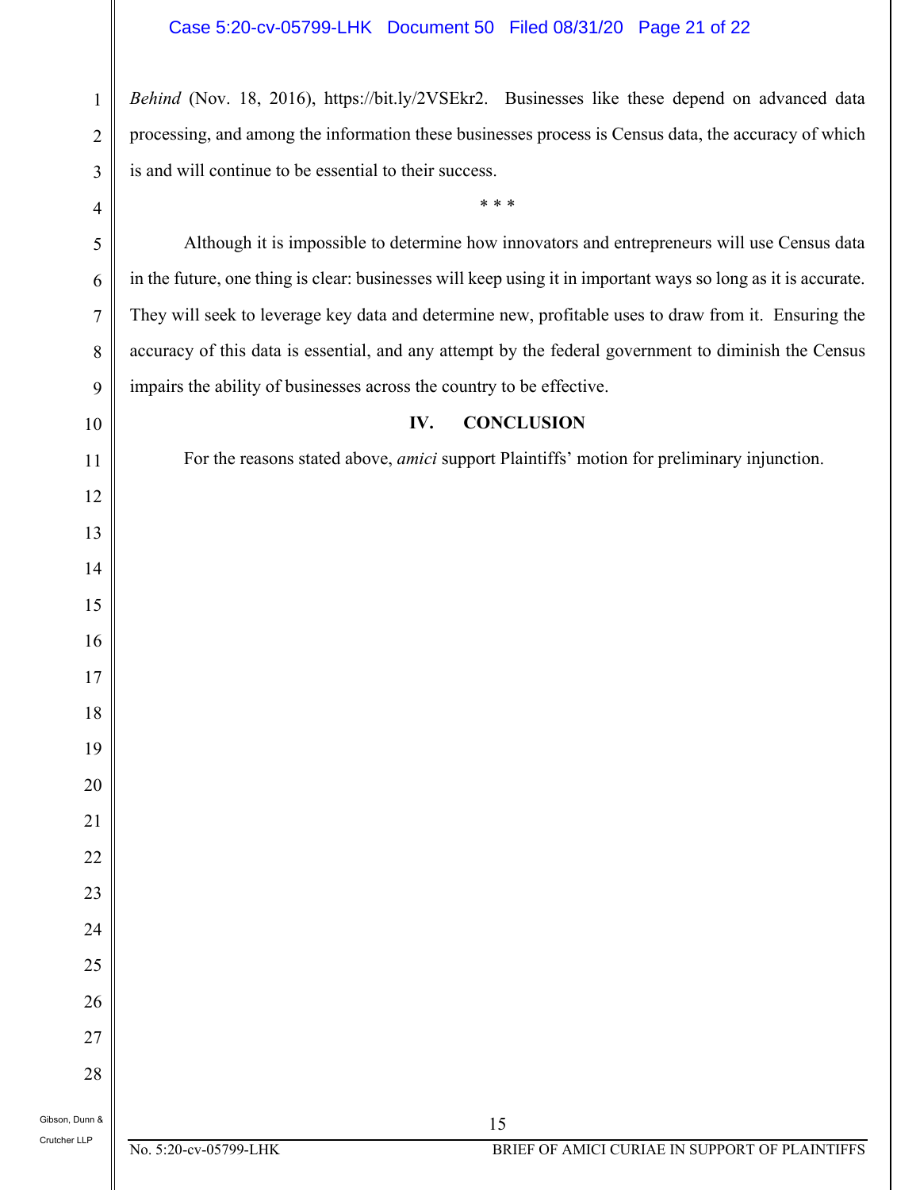*Behind* (Nov. 18, 2016), https://bit.ly/2VSEkr2. Businesses like these depend on advanced data processing, and among the information these businesses process is Census data, the accuracy of which is and will continue to be essential to their success.

\* \* \*

Although it is impossible to determine how innovators and entrepreneurs will use Census data in the future, one thing is clear: businesses will keep using it in important ways so long as it is accurate. They will seek to leverage key data and determine new, profitable uses to draw from it. Ensuring the accuracy of this data is essential, and any attempt by the federal government to diminish the Census impairs the ability of businesses across the country to be effective.

## IV. CONCLUSION

For the reasons stated above, *amici* support Plaintiffs' motion for preliminary injunction.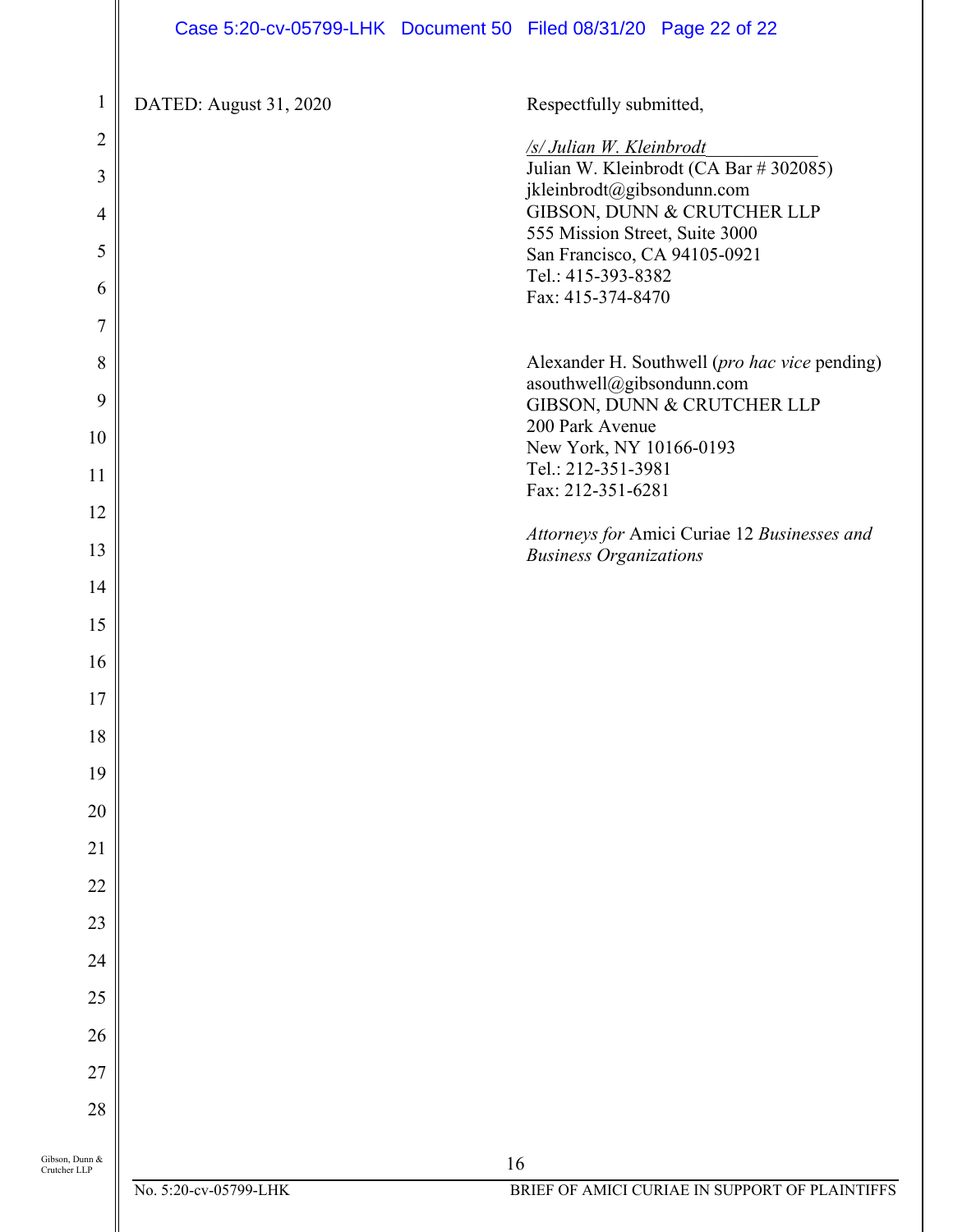DATED: August 31, 2020

Respectfully submitted,

*/s/ Julian W. Kleinbrodt*
Julian W. Kleinbrodt (CA Bar # 302085)
jkleinbrodt@gibsondunn.com
GIBSON, DUNN & CRUTCHER LLP
555 Mission Street, Suite 3000
San Francisco, CA 94105-0921
Tel.: 415-393-8382
Fax: 415-374-8470

Alexander H. Southwell (*pro hac vice* pending)
asouthwell@gibsondunn.com
GIBSON, DUNN & CRUTCHER LLP
200 Park Avenue
New York, NY 10166-0193
Tel.: 212-351-3981
Fax: 212-351-6281

*Attorneys for* Amici Curiae 12 *Businesses and Business Organizations*